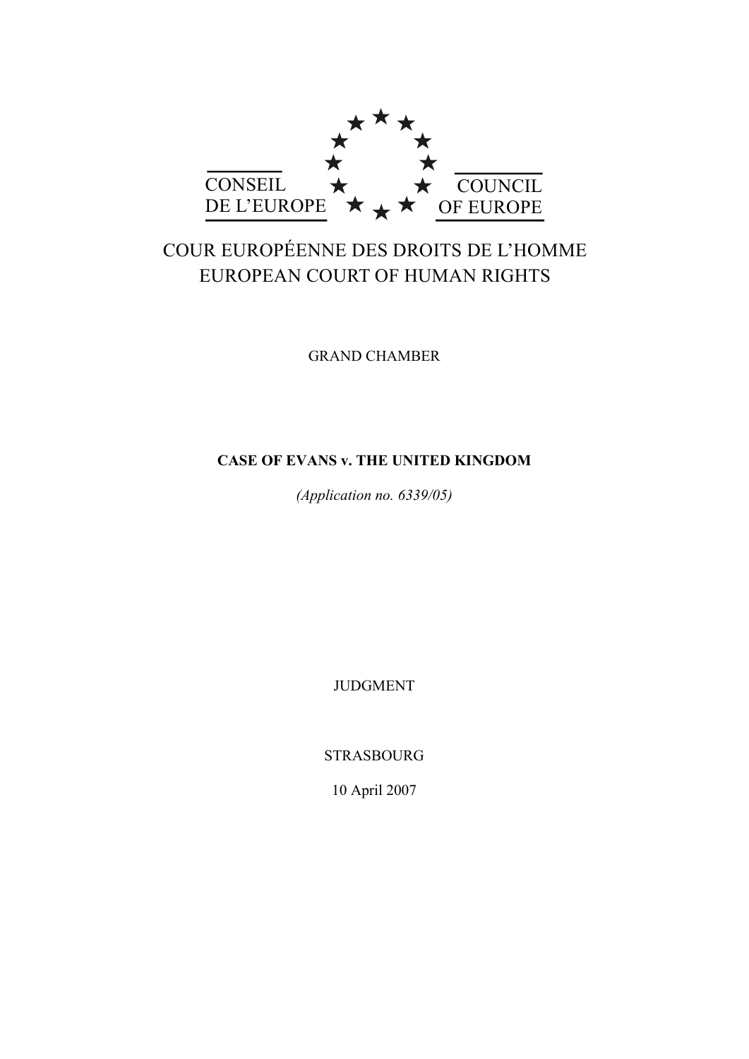CONSEIL DE L'EUROPE

COUNCIL OF EUROPE

COUR EUROPÉENNE DES DROITS DE L'HOMME
EUROPEAN COURT OF HUMAN RIGHTS

GRAND CHAMBER

**CASE OF EVANS v. THE UNITED KINGDOM**

*(Application no. 6339/05)*

JUDGMENT

STRASBOURG

10 April 2007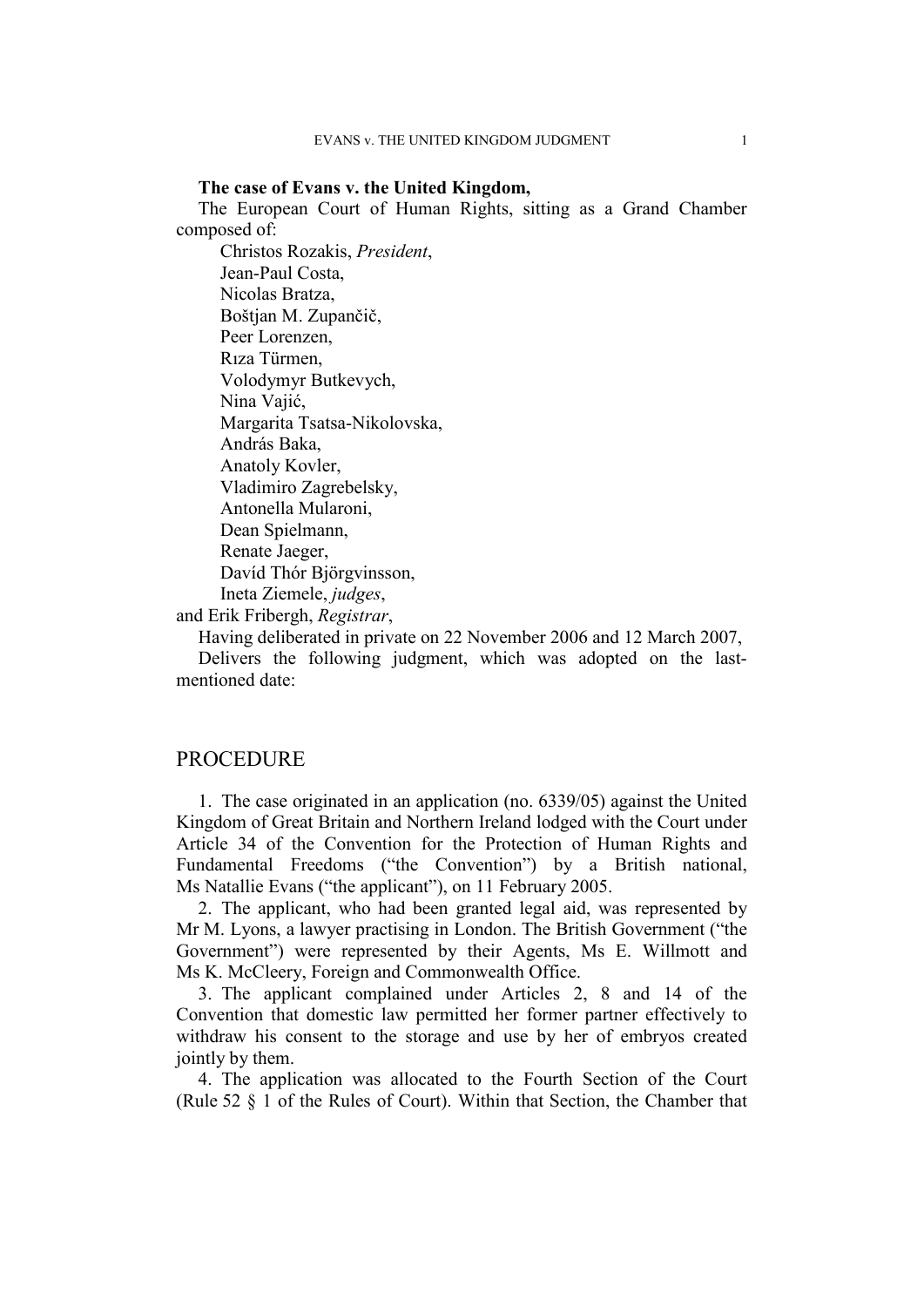**The case of Evans v. the United Kingdom,**

The European Court of Human Rights, sitting as a Grand Chamber composed of:

Christos Rozakis, *President*,
Jean-Paul Costa,
Nicolas Bratza,
Boštjan M. Zupančič,
Peer Lorenzen,
Rıza Türmen,
Volodymyr Butkevych,
Nina Vajić,
Margarita Tsatsa-Nikolovska,
András Baka,
Anatoly Kovler,
Vladimiro Zagrebelsky,
Antonella Mularoni,
Dean Spielmann,
Renate Jaeger,
Davíd Thór Björgvinsson,
Ineta Ziemele, *judges*,

and Erik Fribergh, *Registrar*,

Having deliberated in private on 22 November 2006 and 12 March 2007,

Delivers the following judgment, which was adopted on the last-mentioned date:

## PROCEDURE

1. The case originated in an application (no. 6339/05) against the United Kingdom of Great Britain and Northern Ireland lodged with the Court under Article 34 of the Convention for the Protection of Human Rights and Fundamental Freedoms ("the Convention") by a British national, Ms Natallie Evans ("the applicant"), on 11 February 2005.

2. The applicant, who had been granted legal aid, was represented by Mr M. Lyons, a lawyer practising in London. The British Government ("the Government") were represented by their Agents, Ms E. Willmott and Ms K. McCleery, Foreign and Commonwealth Office.

3. The applicant complained under Articles 2, 8 and 14 of the Convention that domestic law permitted her former partner effectively to withdraw his consent to the storage and use by her of embryos created jointly by them.

4. The application was allocated to the Fourth Section of the Court (Rule 52 § 1 of the Rules of Court). Within that Section, the Chamber that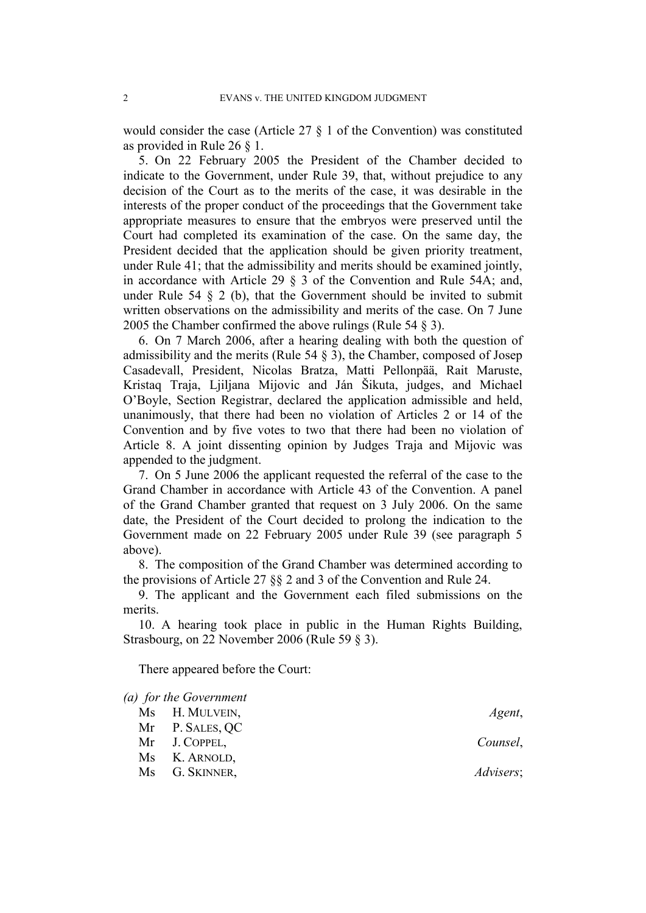would consider the case (Article 27 § 1 of the Convention) was constituted as provided in Rule 26 § 1.

5. On 22 February 2005 the President of the Chamber decided to indicate to the Government, under Rule 39, that, without prejudice to any decision of the Court as to the merits of the case, it was desirable in the interests of the proper conduct of the proceedings that the Government take appropriate measures to ensure that the embryos were preserved until the Court had completed its examination of the case. On the same day, the President decided that the application should be given priority treatment, under Rule 41; that the admissibility and merits should be examined jointly, in accordance with Article 29 § 3 of the Convention and Rule 54A; and, under Rule 54 § 2 (b), that the Government should be invited to submit written observations on the admissibility and merits of the case. On 7 June 2005 the Chamber confirmed the above rulings (Rule 54 § 3).

6. On 7 March 2006, after a hearing dealing with both the question of admissibility and the merits (Rule 54 § 3), the Chamber, composed of Josep Casadevall, President, Nicolas Bratza, Matti Pellonpää, Rait Maruste, Kristaq Traja, Ljiljana Mijovic and Ján Šikuta, judges, and Michael O'Boyle, Section Registrar, declared the application admissible and held, unanimously, that there had been no violation of Articles 2 or 14 of the Convention and by five votes to two that there had been no violation of Article 8. A joint dissenting opinion by Judges Traja and Mijovic was appended to the judgment.

7. On 5 June 2006 the applicant requested the referral of the case to the Grand Chamber in accordance with Article 43 of the Convention. A panel of the Grand Chamber granted that request on 3 July 2006. On the same date, the President of the Court decided to prolong the indication to the Government made on 22 February 2005 under Rule 39 (see paragraph 5 above).

8. The composition of the Grand Chamber was determined according to the provisions of Article 27 §§ 2 and 3 of the Convention and Rule 24.

9. The applicant and the Government each filed submissions on the merits.

10. A hearing took place in public in the Human Rights Building, Strasbourg, on 22 November 2006 (Rule 59 § 3).

There appeared before the Court:

*(a) for the Government*

Ms H. MULVEIN, *Agent*,
Mr P. SALES, QC
Mr J. COPPEL, *Counsel*,
Ms K. ARNOLD,
Ms G. SKINNER, *Advisers*;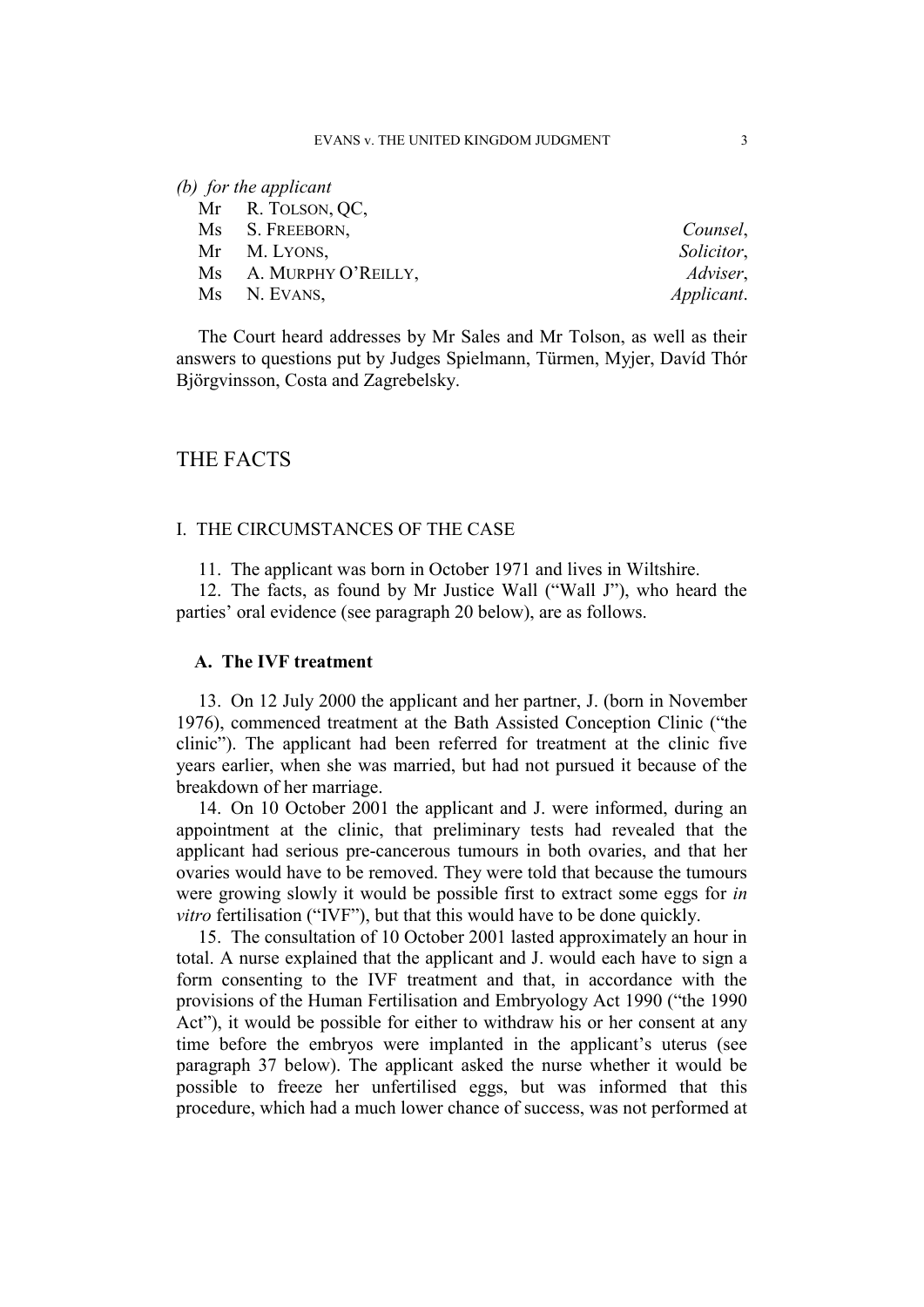*(b) for the applicant*

| | | |
|---|---|---|
| Mr | R. TOLSON, QC, | |
| Ms | S. FREEBORN, | *Counsel*, |
| Mr | M. LYONS, | *Solicitor*, |
| Ms | A. MURPHY O'REILLY, | *Adviser*, |
| Ms | N. EVANS, | *Applicant*. |

The Court heard addresses by Mr Sales and Mr Tolson, as well as their answers to questions put by Judges Spielmann, Türmen, Myjer, Davíd Thór Björgvinsson, Costa and Zagrebelsky.

## THE FACTS

### I. THE CIRCUMSTANCES OF THE CASE

11. The applicant was born in October 1971 and lives in Wiltshire.

12. The facts, as found by Mr Justice Wall ("Wall J"), who heard the parties' oral evidence (see paragraph 20 below), are as follows.

#### A. The IVF treatment

13. On 12 July 2000 the applicant and her partner, J. (born in November 1976), commenced treatment at the Bath Assisted Conception Clinic ("the clinic"). The applicant had been referred for treatment at the clinic five years earlier, when she was married, but had not pursued it because of the breakdown of her marriage.

14. On 10 October 2001 the applicant and J. were informed, during an appointment at the clinic, that preliminary tests had revealed that the applicant had serious pre-cancerous tumours in both ovaries, and that her ovaries would have to be removed. They were told that because the tumours were growing slowly it would be possible first to extract some eggs for *in vitro* fertilisation ("IVF"), but that this would have to be done quickly.

15. The consultation of 10 October 2001 lasted approximately an hour in total. A nurse explained that the applicant and J. would each have to sign a form consenting to the IVF treatment and that, in accordance with the provisions of the Human Fertilisation and Embryology Act 1990 ("the 1990 Act"), it would be possible for either to withdraw his or her consent at any time before the embryos were implanted in the applicant's uterus (see paragraph 37 below). The applicant asked the nurse whether it would be possible to freeze her unfertilised eggs, but was informed that this procedure, which had a much lower chance of success, was not performed at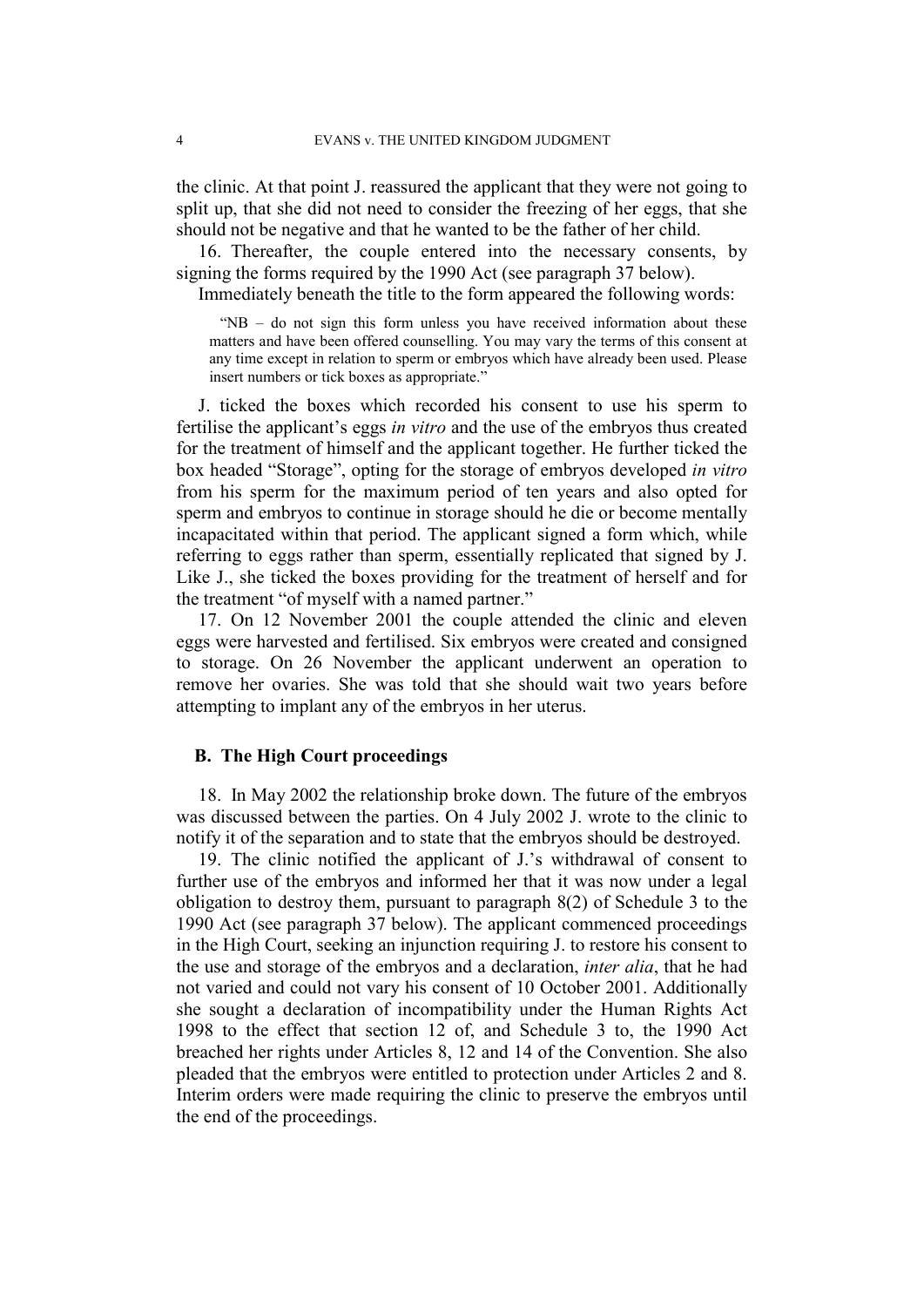the clinic. At that point J. reassured the applicant that they were not going to split up, that she did not need to consider the freezing of her eggs, that she should not be negative and that he wanted to be the father of her child.

16. Thereafter, the couple entered into the necessary consents, by signing the forms required by the 1990 Act (see paragraph 37 below).

Immediately beneath the title to the form appeared the following words:

> "NB – do not sign this form unless you have received information about these matters and have been offered counselling. You may vary the terms of this consent at any time except in relation to sperm or embryos which have already been used. Please insert numbers or tick boxes as appropriate."

J. ticked the boxes which recorded his consent to use his sperm to fertilise the applicant's eggs *in vitro* and the use of the embryos thus created for the treatment of himself and the applicant together. He further ticked the box headed "Storage", opting for the storage of embryos developed *in vitro* from his sperm for the maximum period of ten years and also opted for sperm and embryos to continue in storage should he die or become mentally incapacitated within that period. The applicant signed a form which, while referring to eggs rather than sperm, essentially replicated that signed by J. Like J., she ticked the boxes providing for the treatment of herself and for the treatment "of myself with a named partner."

17. On 12 November 2001 the couple attended the clinic and eleven eggs were harvested and fertilised. Six embryos were created and consigned to storage. On 26 November the applicant underwent an operation to remove her ovaries. She was told that she should wait two years before attempting to implant any of the embryos in her uterus.

### B. The High Court proceedings

18. In May 2002 the relationship broke down. The future of the embryos was discussed between the parties. On 4 July 2002 J. wrote to the clinic to notify it of the separation and to state that the embryos should be destroyed.

19. The clinic notified the applicant of J.'s withdrawal of consent to further use of the embryos and informed her that it was now under a legal obligation to destroy them, pursuant to paragraph 8(2) of Schedule 3 to the 1990 Act (see paragraph 37 below). The applicant commenced proceedings in the High Court, seeking an injunction requiring J. to restore his consent to the use and storage of the embryos and a declaration, *inter alia*, that he had not varied and could not vary his consent of 10 October 2001. Additionally she sought a declaration of incompatibility under the Human Rights Act 1998 to the effect that section 12 of, and Schedule 3 to, the 1990 Act breached her rights under Articles 8, 12 and 14 of the Convention. She also pleaded that the embryos were entitled to protection under Articles 2 and 8. Interim orders were made requiring the clinic to preserve the embryos until the end of the proceedings.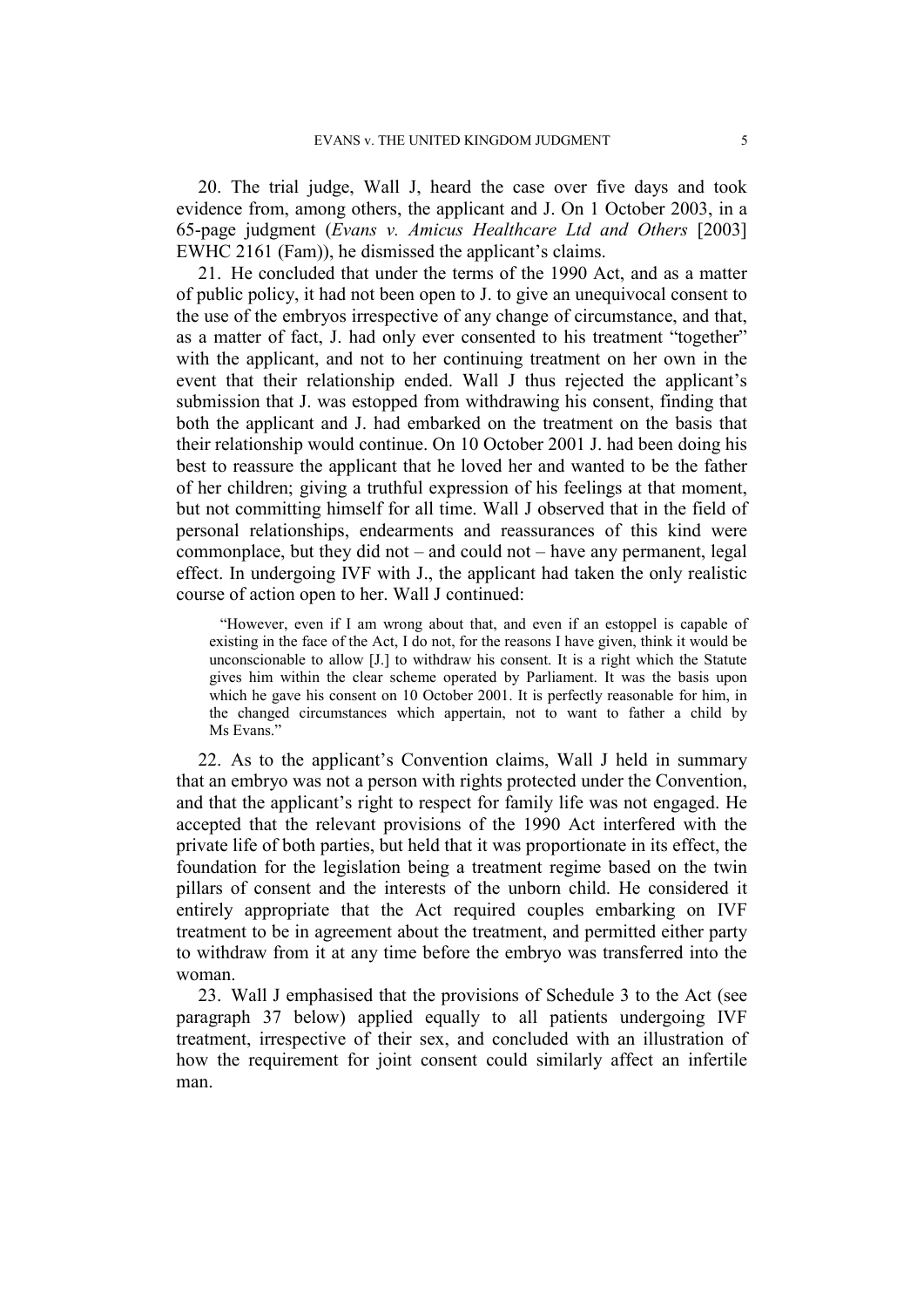20. The trial judge, Wall J, heard the case over five days and took evidence from, among others, the applicant and J. On 1 October 2003, in a 65-page judgment (*Evans v. Amicus Healthcare Ltd and Others* [2003] EWHC 2161 (Fam)), he dismissed the applicant's claims.

21. He concluded that under the terms of the 1990 Act, and as a matter of public policy, it had not been open to J. to give an unequivocal consent to the use of the embryos irrespective of any change of circumstance, and that, as a matter of fact, J. had only ever consented to his treatment "together" with the applicant, and not to her continuing treatment on her own in the event that their relationship ended. Wall J thus rejected the applicant's submission that J. was estopped from withdrawing his consent, finding that both the applicant and J. had embarked on the treatment on the basis that their relationship would continue. On 10 October 2001 J. had been doing his best to reassure the applicant that he loved her and wanted to be the father of her children; giving a truthful expression of his feelings at that moment, but not committing himself for all time. Wall J observed that in the field of personal relationships, endearments and reassurances of this kind were commonplace, but they did not – and could not – have any permanent, legal effect. In undergoing IVF with J., the applicant had taken the only realistic course of action open to her. Wall J continued:

> "However, even if I am wrong about that, and even if an estoppel is capable of existing in the face of the Act, I do not, for the reasons I have given, think it would be unconscionable to allow [J.] to withdraw his consent. It is a right which the Statute gives him within the clear scheme operated by Parliament. It was the basis upon which he gave his consent on 10 October 2001. It is perfectly reasonable for him, in the changed circumstances which appertain, not to want to father a child by Ms Evans."

22. As to the applicant's Convention claims, Wall J held in summary that an embryo was not a person with rights protected under the Convention, and that the applicant's right to respect for family life was not engaged. He accepted that the relevant provisions of the 1990 Act interfered with the private life of both parties, but held that it was proportionate in its effect, the foundation for the legislation being a treatment regime based on the twin pillars of consent and the interests of the unborn child. He considered it entirely appropriate that the Act required couples embarking on IVF treatment to be in agreement about the treatment, and permitted either party to withdraw from it at any time before the embryo was transferred into the woman.

23. Wall J emphasised that the provisions of Schedule 3 to the Act (see paragraph 37 below) applied equally to all patients undergoing IVF treatment, irrespective of their sex, and concluded with an illustration of how the requirement for joint consent could similarly affect an infertile man.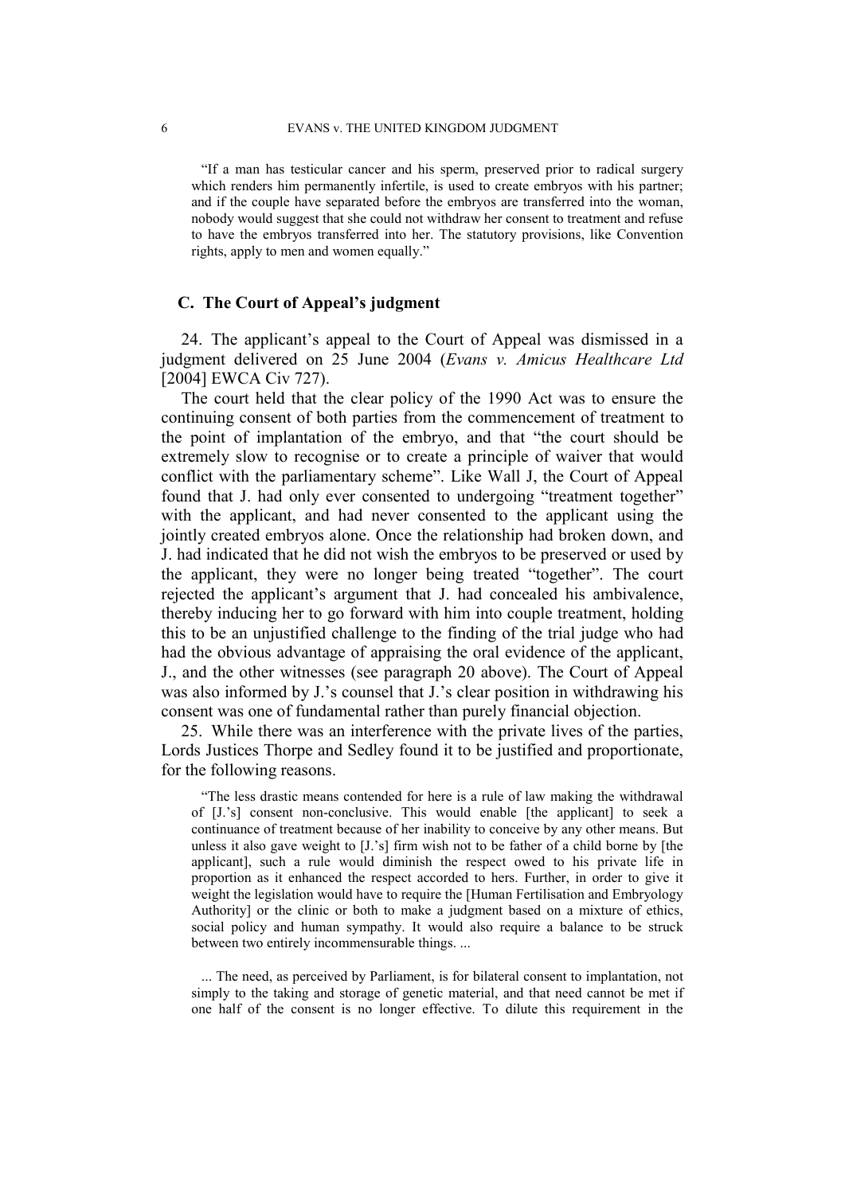"If a man has testicular cancer and his sperm, preserved prior to radical surgery which renders him permanently infertile, is used to create embryos with his partner; and if the couple have separated before the embryos are transferred into the woman, nobody would suggest that she could not withdraw her consent to treatment and refuse to have the embryos transferred into her. The statutory provisions, like Convention rights, apply to men and women equally."

### C. The Court of Appeal's judgment

24. The applicant's appeal to the Court of Appeal was dismissed in a judgment delivered on 25 June 2004 (*Evans v. Amicus Healthcare Ltd* [2004] EWCA Civ 727).

The court held that the clear policy of the 1990 Act was to ensure the continuing consent of both parties from the commencement of treatment to the point of implantation of the embryo, and that "the court should be extremely slow to recognise or to create a principle of waiver that would conflict with the parliamentary scheme". Like Wall J, the Court of Appeal found that J. had only ever consented to undergoing "treatment together" with the applicant, and had never consented to the applicant using the jointly created embryos alone. Once the relationship had broken down, and J. had indicated that he did not wish the embryos to be preserved or used by the applicant, they were no longer being treated "together". The court rejected the applicant's argument that J. had concealed his ambivalence, thereby inducing her to go forward with him into couple treatment, holding this to be an unjustified challenge to the finding of the trial judge who had had the obvious advantage of appraising the oral evidence of the applicant, J., and the other witnesses (see paragraph 20 above). The Court of Appeal was also informed by J.'s counsel that J.'s clear position in withdrawing his consent was one of fundamental rather than purely financial objection.

25. While there was an interference with the private lives of the parties, Lords Justices Thorpe and Sedley found it to be justified and proportionate, for the following reasons.

> "The less drastic means contended for here is a rule of law making the withdrawal of [J.'s] consent non-conclusive. This would enable [the applicant] to seek a continuance of treatment because of her inability to conceive by any other means. But unless it also gave weight to [J.'s] firm wish not to be father of a child borne by [the applicant], such a rule would diminish the respect owed to his private life in proportion as it enhanced the respect accorded to hers. Further, in order to give it weight the legislation would have to require the [Human Fertilisation and Embryology Authority] or the clinic or both to make a judgment based on a mixture of ethics, social policy and human sympathy. It would also require a balance to be struck between two entirely incommensurable things. ...
>
> ... The need, as perceived by Parliament, is for bilateral consent to implantation, not simply to the taking and storage of genetic material, and that need cannot be met if one half of the consent is no longer effective. To dilute this requirement in the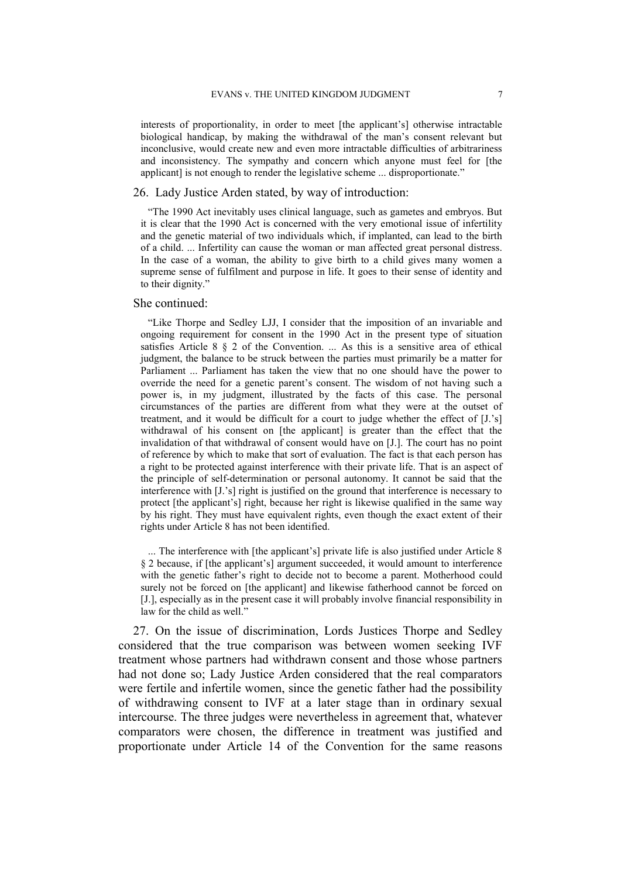interests of proportionality, in order to meet [the applicant's] otherwise intractable biological handicap, by making the withdrawal of the man's consent relevant but inconclusive, would create new and even more intractable difficulties of arbitrariness and inconsistency. The sympathy and concern which anyone must feel for [the applicant] is not enough to render the legislative scheme ... disproportionate."

26. Lady Justice Arden stated, by way of introduction:

> "The 1990 Act inevitably uses clinical language, such as gametes and embryos. But it is clear that the 1990 Act is concerned with the very emotional issue of infertility and the genetic material of two individuals which, if implanted, can lead to the birth of a child. ... Infertility can cause the woman or man affected great personal distress. In the case of a woman, the ability to give birth to a child gives many women a supreme sense of fulfilment and purpose in life. It goes to their sense of identity and to their dignity."

She continued:

> "Like Thorpe and Sedley LJJ, I consider that the imposition of an invariable and ongoing requirement for consent in the 1990 Act in the present type of situation satisfies Article 8 § 2 of the Convention. ... As this is a sensitive area of ethical judgment, the balance to be struck between the parties must primarily be a matter for Parliament ... Parliament has taken the view that no one should have the power to override the need for a genetic parent's consent. The wisdom of not having such a power is, in my judgment, illustrated by the facts of this case. The personal circumstances of the parties are different from what they were at the outset of treatment, and it would be difficult for a court to judge whether the effect of [J.'s] withdrawal of his consent on [the applicant] is greater than the effect that the invalidation of that withdrawal of consent would have on [J.]. The court has no point of reference by which to make that sort of evaluation. The fact is that each person has a right to be protected against interference with their private life. That is an aspect of the principle of self-determination or personal autonomy. It cannot be said that the interference with [J.'s] right is justified on the ground that interference is necessary to protect [the applicant's] right, because her right is likewise qualified in the same way by his right. They must have equivalent rights, even though the exact extent of their rights under Article 8 has not been identified.
>
> ... The interference with [the applicant's] private life is also justified under Article 8 § 2 because, if [the applicant's] argument succeeded, it would amount to interference with the genetic father's right to decide not to become a parent. Motherhood could surely not be forced on [the applicant] and likewise fatherhood cannot be forced on [J.], especially as in the present case it will probably involve financial responsibility in law for the child as well."

27. On the issue of discrimination, Lords Justices Thorpe and Sedley considered that the true comparison was between women seeking IVF treatment whose partners had withdrawn consent and those whose partners had not done so; Lady Justice Arden considered that the real comparators were fertile and infertile women, since the genetic father had the possibility of withdrawing consent to IVF at a later stage than in ordinary sexual intercourse. The three judges were nevertheless in agreement that, whatever comparators were chosen, the difference in treatment was justified and proportionate under Article 14 of the Convention for the same reasons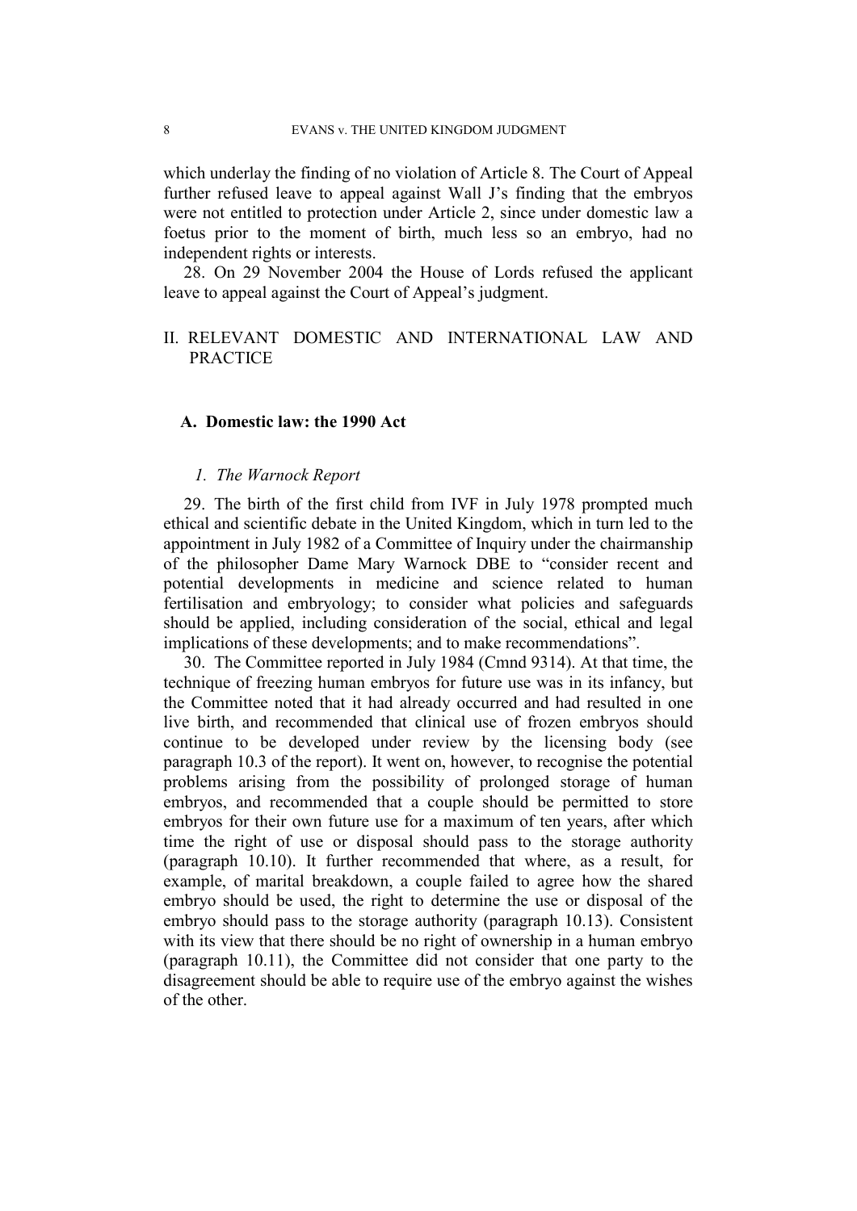which underlay the finding of no violation of Article 8. The Court of Appeal further refused leave to appeal against Wall J's finding that the embryos were not entitled to protection under Article 2, since under domestic law a foetus prior to the moment of birth, much less so an embryo, had no independent rights or interests.

28. On 29 November 2004 the House of Lords refused the applicant leave to appeal against the Court of Appeal's judgment.

## II. RELEVANT DOMESTIC AND INTERNATIONAL LAW AND PRACTICE

### A. Domestic law: the 1990 Act

#### *1. The Warnock Report*

29. The birth of the first child from IVF in July 1978 prompted much ethical and scientific debate in the United Kingdom, which in turn led to the appointment in July 1982 of a Committee of Inquiry under the chairmanship of the philosopher Dame Mary Warnock DBE to "consider recent and potential developments in medicine and science related to human fertilisation and embryology; to consider what policies and safeguards should be applied, including consideration of the social, ethical and legal implications of these developments; and to make recommendations".

30. The Committee reported in July 1984 (Cmnd 9314). At that time, the technique of freezing human embryos for future use was in its infancy, but the Committee noted that it had already occurred and had resulted in one live birth, and recommended that clinical use of frozen embryos should continue to be developed under review by the licensing body (see paragraph 10.3 of the report). It went on, however, to recognise the potential problems arising from the possibility of prolonged storage of human embryos, and recommended that a couple should be permitted to store embryos for their own future use for a maximum of ten years, after which time the right of use or disposal should pass to the storage authority (paragraph 10.10). It further recommended that where, as a result, for example, of marital breakdown, a couple failed to agree how the shared embryo should be used, the right to determine the use or disposal of the embryo should pass to the storage authority (paragraph 10.13). Consistent with its view that there should be no right of ownership in a human embryo (paragraph 10.11), the Committee did not consider that one party to the disagreement should be able to require use of the embryo against the wishes of the other.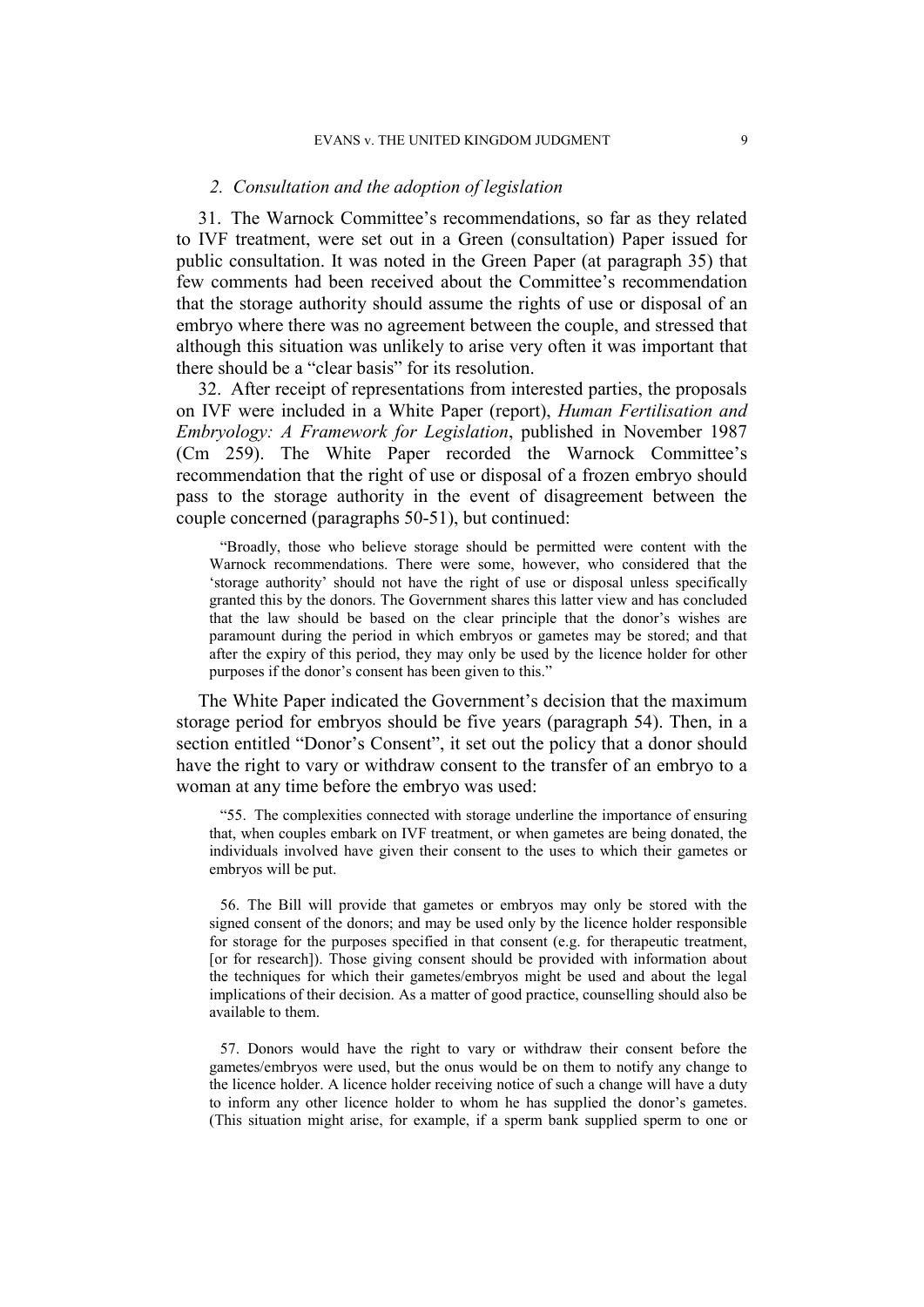### *2. Consultation and the adoption of legislation*

31. The Warnock Committee's recommendations, so far as they related to IVF treatment, were set out in a Green (consultation) Paper issued for public consultation. It was noted in the Green Paper (at paragraph 35) that few comments had been received about the Committee's recommendation that the storage authority should assume the rights of use or disposal of an embryo where there was no agreement between the couple, and stressed that although this situation was unlikely to arise very often it was important that there should be a "clear basis" for its resolution.

32. After receipt of representations from interested parties, the proposals on IVF were included in a White Paper (report), *Human Fertilisation and Embryology: A Framework for Legislation*, published in November 1987 (Cm 259). The White Paper recorded the Warnock Committee's recommendation that the right of use or disposal of a frozen embryo should pass to the storage authority in the event of disagreement between the couple concerned (paragraphs 50-51), but continued:

> "Broadly, those who believe storage should be permitted were content with the Warnock recommendations. There were some, however, who considered that the 'storage authority' should not have the right of use or disposal unless specifically granted this by the donors. The Government shares this latter view and has concluded that the law should be based on the clear principle that the donor's wishes are paramount during the period in which embryos or gametes may be stored; and that after the expiry of this period, they may only be used by the licence holder for other purposes if the donor's consent has been given to this."

The White Paper indicated the Government's decision that the maximum storage period for embryos should be five years (paragraph 54). Then, in a section entitled "Donor's Consent", it set out the policy that a donor should have the right to vary or withdraw consent to the transfer of an embryo to a woman at any time before the embryo was used:

> "55. The complexities connected with storage underline the importance of ensuring that, when couples embark on IVF treatment, or when gametes are being donated, the individuals involved have given their consent to the uses to which their gametes or embryos will be put.
>
> 56. The Bill will provide that gametes or embryos may only be stored with the signed consent of the donors; and may be used only by the licence holder responsible for storage for the purposes specified in that consent (e.g. for therapeutic treatment, [or for research]). Those giving consent should be provided with information about the techniques for which their gametes/embryos might be used and about the legal implications of their decision. As a matter of good practice, counselling should also be available to them.
>
> 57. Donors would have the right to vary or withdraw their consent before the gametes/embryos were used, but the onus would be on them to notify any change to the licence holder. A licence holder receiving notice of such a change will have a duty to inform any other licence holder to whom he has supplied the donor's gametes. (This situation might arise, for example, if a sperm bank supplied sperm to one or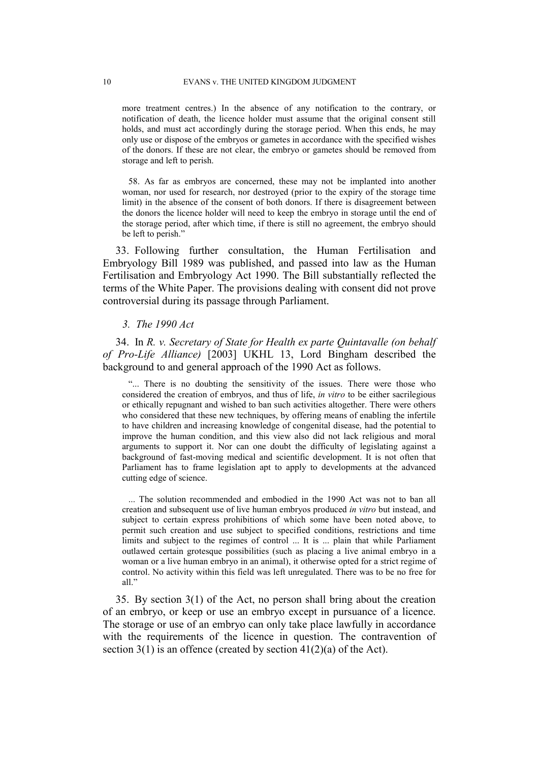more treatment centres.) In the absence of any notification to the contrary, or notification of death, the licence holder must assume that the original consent still holds, and must act accordingly during the storage period. When this ends, he may only use or dispose of the embryos or gametes in accordance with the specified wishes of the donors. If these are not clear, the embryo or gametes should be removed from storage and left to perish.

58. As far as embryos are concerned, these may not be implanted into another woman, nor used for research, nor destroyed (prior to the expiry of the storage time limit) in the absence of the consent of both donors. If there is disagreement between the donors the licence holder will need to keep the embryo in storage until the end of the storage period, after which time, if there is still no agreement, the embryo should be left to perish."

33. Following further consultation, the Human Fertilisation and Embryology Bill 1989 was published, and passed into law as the Human Fertilisation and Embryology Act 1990. The Bill substantially reflected the terms of the White Paper. The provisions dealing with consent did not prove controversial during its passage through Parliament.

### *3. The 1990 Act*

34. In *R. v. Secretary of State for Health ex parte Quintavalle (on behalf of Pro-Life Alliance)* [2003] UKHL 13, Lord Bingham described the background to and general approach of the 1990 Act as follows.

"... There is no doubting the sensitivity of the issues. There were those who considered the creation of embryos, and thus of life, *in vitro* to be either sacrilegious or ethically repugnant and wished to ban such activities altogether. There were others who considered that these new techniques, by offering means of enabling the infertile to have children and increasing knowledge of congenital disease, had the potential to improve the human condition, and this view also did not lack religious and moral arguments to support it. Nor can one doubt the difficulty of legislating against a background of fast-moving medical and scientific development. It is not often that Parliament has to frame legislation apt to apply to developments at the advanced cutting edge of science.

... The solution recommended and embodied in the 1990 Act was not to ban all creation and subsequent use of live human embryos produced *in vitro* but instead, and subject to certain express prohibitions of which some have been noted above, to permit such creation and use subject to specified conditions, restrictions and time limits and subject to the regimes of control ... It is ... plain that while Parliament outlawed certain grotesque possibilities (such as placing a live animal embryo in a woman or a live human embryo in an animal), it otherwise opted for a strict regime of control. No activity within this field was left unregulated. There was to be no free for all."

35. By section 3(1) of the Act, no person shall bring about the creation of an embryo, or keep or use an embryo except in pursuance of a licence. The storage or use of an embryo can only take place lawfully in accordance with the requirements of the licence in question. The contravention of section 3(1) is an offence (created by section 41(2)(a) of the Act).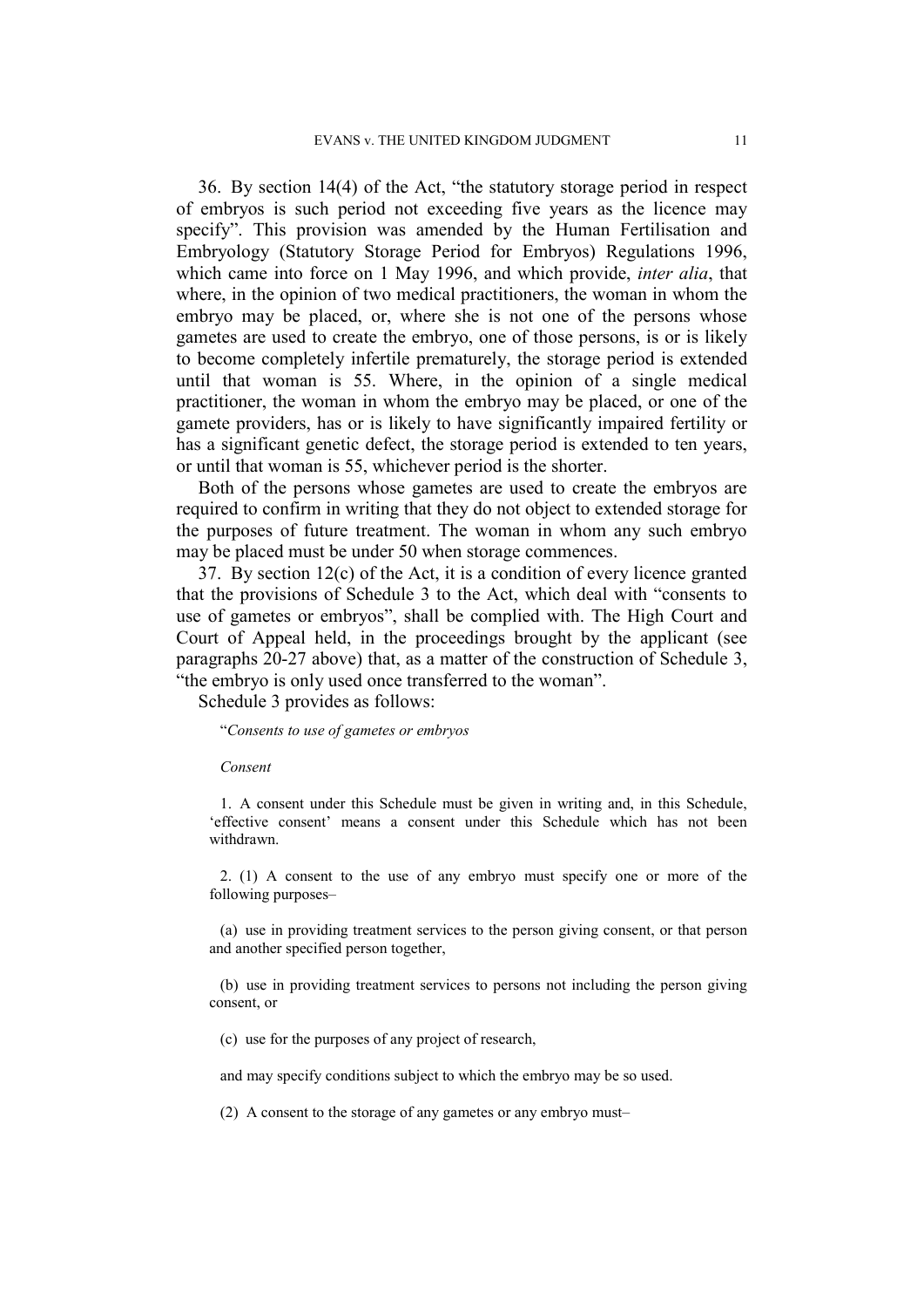36. By section 14(4) of the Act, "the statutory storage period in respect of embryos is such period not exceeding five years as the licence may specify". This provision was amended by the Human Fertilisation and Embryology (Statutory Storage Period for Embryos) Regulations 1996, which came into force on 1 May 1996, and which provide, *inter alia*, that where, in the opinion of two medical practitioners, the woman in whom the embryo may be placed, or, where she is not one of the persons whose gametes are used to create the embryo, one of those persons, is or is likely to become completely infertile prematurely, the storage period is extended until that woman is 55. Where, in the opinion of a single medical practitioner, the woman in whom the embryo may be placed, or one of the gamete providers, has or is likely to have significantly impaired fertility or has a significant genetic defect, the storage period is extended to ten years, or until that woman is 55, whichever period is the shorter.

Both of the persons whose gametes are used to create the embryos are required to confirm in writing that they do not object to extended storage for the purposes of future treatment. The woman in whom any such embryo may be placed must be under 50 when storage commences.

37. By section 12(c) of the Act, it is a condition of every licence granted that the provisions of Schedule 3 to the Act, which deal with "consents to use of gametes or embryos", shall be complied with. The High Court and Court of Appeal held, in the proceedings brought by the applicant (see paragraphs 20-27 above) that, as a matter of the construction of Schedule 3, "the embryo is only used once transferred to the woman".

Schedule 3 provides as follows:

> "*Consents to use of gametes or embryos*
>
> *Consent*
>
> 1. A consent under this Schedule must be given in writing and, in this Schedule, 'effective consent' means a consent under this Schedule which has not been withdrawn.
>
> 2. (1) A consent to the use of any embryo must specify one or more of the following purposes–
>
> (a) use in providing treatment services to the person giving consent, or that person and another specified person together,
>
> (b) use in providing treatment services to persons not including the person giving consent, or
>
> (c) use for the purposes of any project of research,
>
> and may specify conditions subject to which the embryo may be so used.
>
> (2) A consent to the storage of any gametes or any embryo must–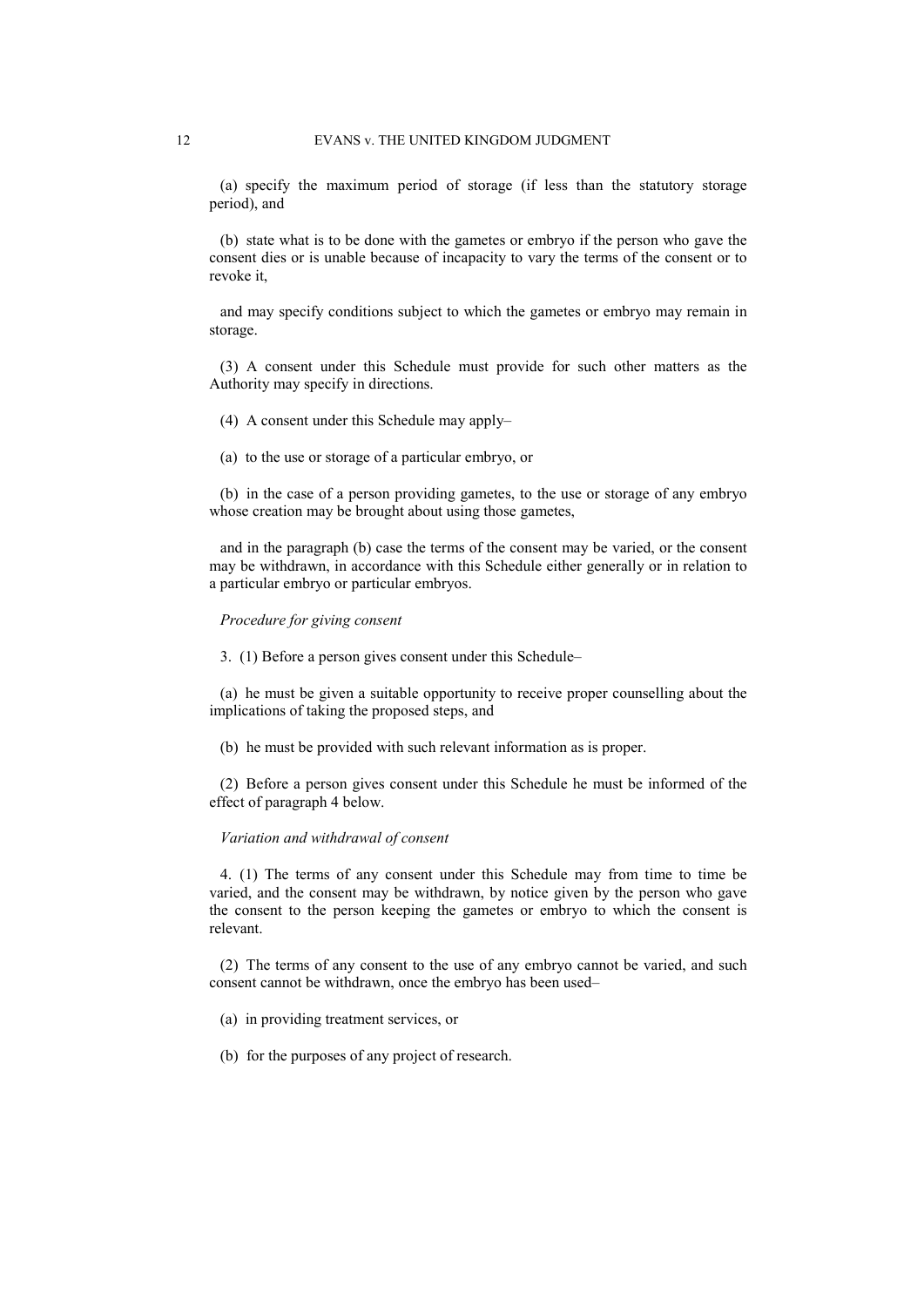(a) specify the maximum period of storage (if less than the statutory storage period), and

(b) state what is to be done with the gametes or embryo if the person who gave the consent dies or is unable because of incapacity to vary the terms of the consent or to revoke it,

and may specify conditions subject to which the gametes or embryo may remain in storage.

(3) A consent under this Schedule must provide for such other matters as the Authority may specify in directions.

(4) A consent under this Schedule may apply–

(a) to the use or storage of a particular embryo, or

(b) in the case of a person providing gametes, to the use or storage of any embryo whose creation may be brought about using those gametes,

and in the paragraph (b) case the terms of the consent may be varied, or the consent may be withdrawn, in accordance with this Schedule either generally or in relation to a particular embryo or particular embryos.

*Procedure for giving consent*

3. (1) Before a person gives consent under this Schedule–

(a) he must be given a suitable opportunity to receive proper counselling about the implications of taking the proposed steps, and

(b) he must be provided with such relevant information as is proper.

(2) Before a person gives consent under this Schedule he must be informed of the effect of paragraph 4 below.

*Variation and withdrawal of consent*

4. (1) The terms of any consent under this Schedule may from time to time be varied, and the consent may be withdrawn, by notice given by the person who gave the consent to the person keeping the gametes or embryo to which the consent is relevant.

(2) The terms of any consent to the use of any embryo cannot be varied, and such consent cannot be withdrawn, once the embryo has been used–

(a) in providing treatment services, or

(b) for the purposes of any project of research.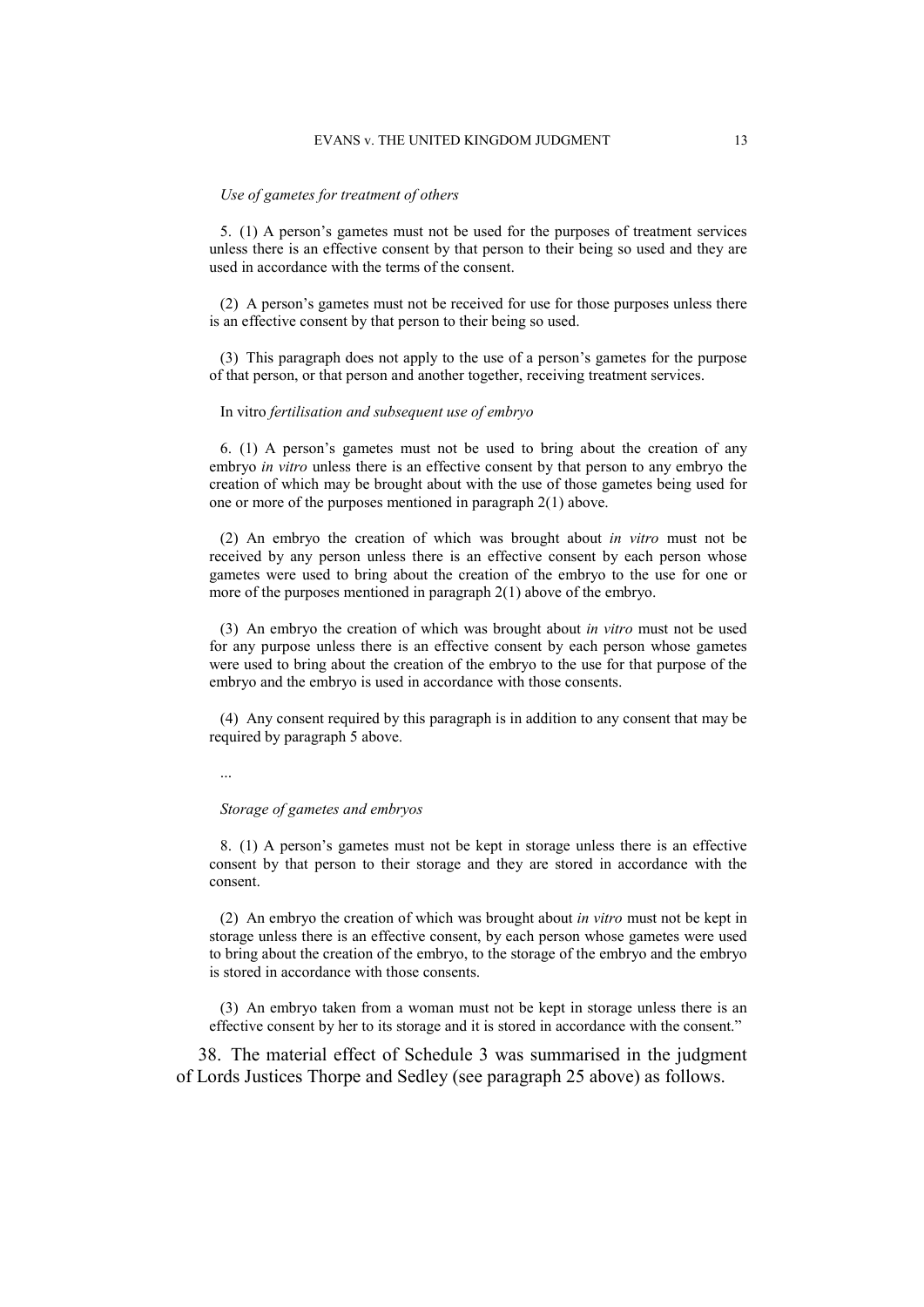*Use of gametes for treatment of others*

5. (1) A person's gametes must not be used for the purposes of treatment services unless there is an effective consent by that person to their being so used and they are used in accordance with the terms of the consent.

(2) A person's gametes must not be received for use for those purposes unless there is an effective consent by that person to their being so used.

(3) This paragraph does not apply to the use of a person's gametes for the purpose of that person, or that person and another together, receiving treatment services.

In vitro *fertilisation and subsequent use of embryo*

6. (1) A person's gametes must not be used to bring about the creation of any embryo *in vitro* unless there is an effective consent by that person to any embryo the creation of which may be brought about with the use of those gametes being used for one or more of the purposes mentioned in paragraph 2(1) above.

(2) An embryo the creation of which was brought about *in vitro* must not be received by any person unless there is an effective consent by each person whose gametes were used to bring about the creation of the embryo to the use for one or more of the purposes mentioned in paragraph 2(1) above of the embryo.

(3) An embryo the creation of which was brought about *in vitro* must not be used for any purpose unless there is an effective consent by each person whose gametes were used to bring about the creation of the embryo to the use for that purpose of the embryo and the embryo is used in accordance with those consents.

(4) Any consent required by this paragraph is in addition to any consent that may be required by paragraph 5 above.

...

*Storage of gametes and embryos*

8. (1) A person's gametes must not be kept in storage unless there is an effective consent by that person to their storage and they are stored in accordance with the consent.

(2) An embryo the creation of which was brought about *in vitro* must not be kept in storage unless there is an effective consent, by each person whose gametes were used to bring about the creation of the embryo, to the storage of the embryo and the embryo is stored in accordance with those consents.

(3) An embryo taken from a woman must not be kept in storage unless there is an effective consent by her to its storage and it is stored in accordance with the consent."

38. The material effect of Schedule 3 was summarised in the judgment of Lords Justices Thorpe and Sedley (see paragraph 25 above) as follows.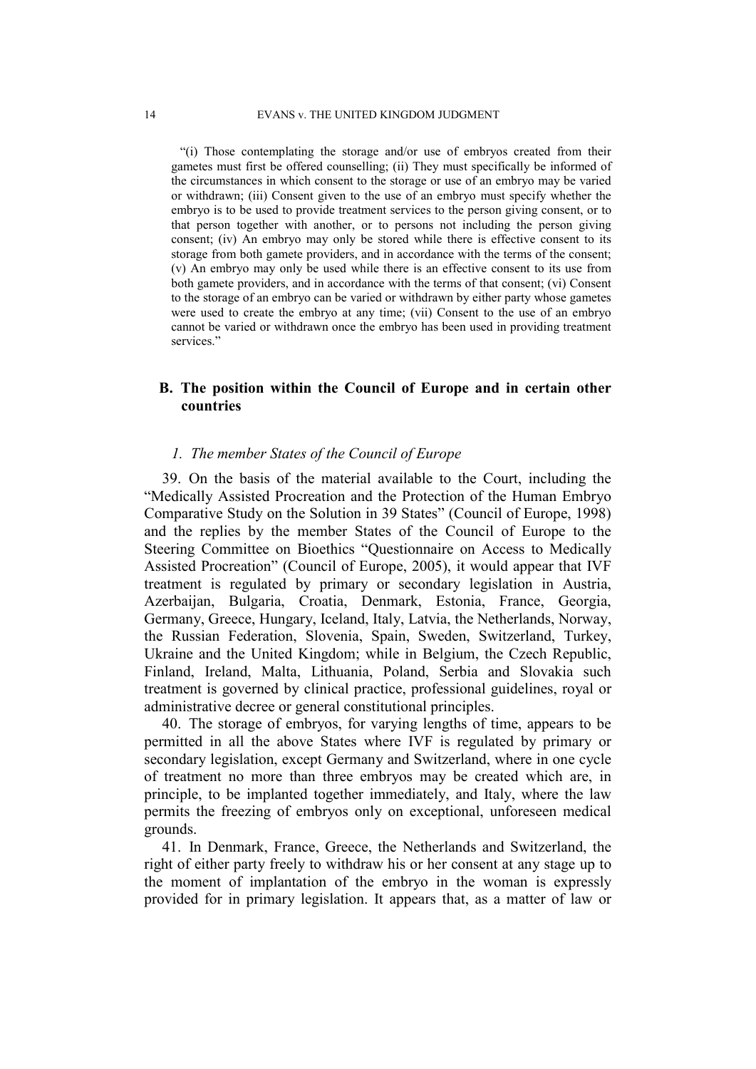"(i) Those contemplating the storage and/or use of embryos created from their gametes must first be offered counselling; (ii) They must specifically be informed of the circumstances in which consent to the storage or use of an embryo may be varied or withdrawn; (iii) Consent given to the use of an embryo must specify whether the embryo is to be used to provide treatment services to the person giving consent, or to that person together with another, or to persons not including the person giving consent; (iv) An embryo may only be stored while there is effective consent to its storage from both gamete providers, and in accordance with the terms of the consent; (v) An embryo may only be used while there is an effective consent to its use from both gamete providers, and in accordance with the terms of that consent; (vi) Consent to the storage of an embryo can be varied or withdrawn by either party whose gametes were used to create the embryo at any time; (vii) Consent to the use of an embryo cannot be varied or withdrawn once the embryo has been used in providing treatment services."

## B. The position within the Council of Europe and in certain other countries

### *1. The member States of the Council of Europe*

39. On the basis of the material available to the Court, including the "Medically Assisted Procreation and the Protection of the Human Embryo Comparative Study on the Solution in 39 States" (Council of Europe, 1998) and the replies by the member States of the Council of Europe to the Steering Committee on Bioethics "Questionnaire on Access to Medically Assisted Procreation" (Council of Europe, 2005), it would appear that IVF treatment is regulated by primary or secondary legislation in Austria, Azerbaijan, Bulgaria, Croatia, Denmark, Estonia, France, Georgia, Germany, Greece, Hungary, Iceland, Italy, Latvia, the Netherlands, Norway, the Russian Federation, Slovenia, Spain, Sweden, Switzerland, Turkey, Ukraine and the United Kingdom; while in Belgium, the Czech Republic, Finland, Ireland, Malta, Lithuania, Poland, Serbia and Slovakia such treatment is governed by clinical practice, professional guidelines, royal or administrative decree or general constitutional principles.

40. The storage of embryos, for varying lengths of time, appears to be permitted in all the above States where IVF is regulated by primary or secondary legislation, except Germany and Switzerland, where in one cycle of treatment no more than three embryos may be created which are, in principle, to be implanted together immediately, and Italy, where the law permits the freezing of embryos only on exceptional, unforeseen medical grounds.

41. In Denmark, France, Greece, the Netherlands and Switzerland, the right of either party freely to withdraw his or her consent at any stage up to the moment of implantation of the embryo in the woman is expressly provided for in primary legislation. It appears that, as a matter of law or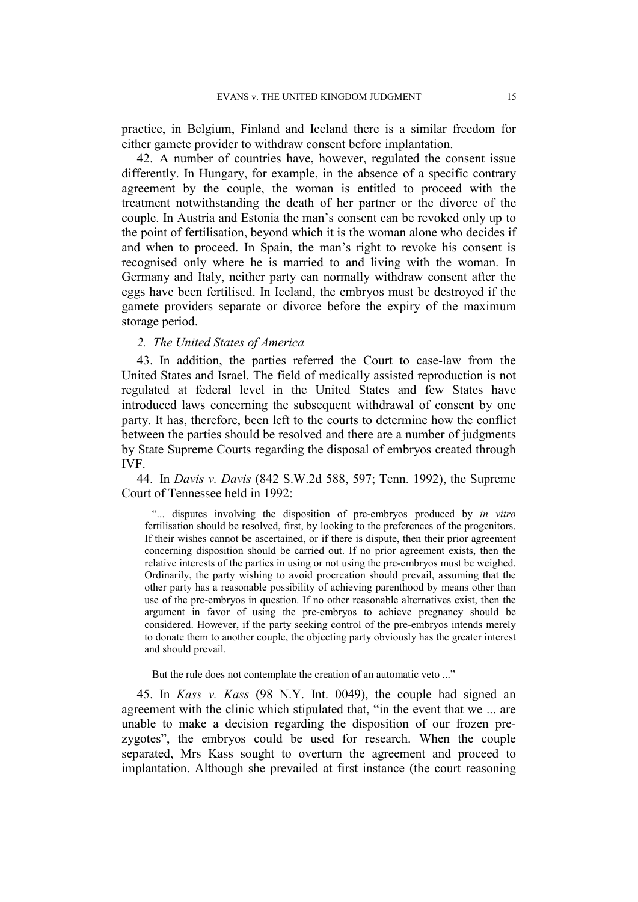practice, in Belgium, Finland and Iceland there is a similar freedom for either gamete provider to withdraw consent before implantation.

42. A number of countries have, however, regulated the consent issue differently. In Hungary, for example, in the absence of a specific contrary agreement by the couple, the woman is entitled to proceed with the treatment notwithstanding the death of her partner or the divorce of the couple. In Austria and Estonia the man's consent can be revoked only up to the point of fertilisation, beyond which it is the woman alone who decides if and when to proceed. In Spain, the man's right to revoke his consent is recognised only where he is married to and living with the woman. In Germany and Italy, neither party can normally withdraw consent after the eggs have been fertilised. In Iceland, the embryos must be destroyed if the gamete providers separate or divorce before the expiry of the maximum storage period.

### *2. The United States of America*

43. In addition, the parties referred the Court to case-law from the United States and Israel. The field of medically assisted reproduction is not regulated at federal level in the United States and few States have introduced laws concerning the subsequent withdrawal of consent by one party. It has, therefore, been left to the courts to determine how the conflict between the parties should be resolved and there are a number of judgments by State Supreme Courts regarding the disposal of embryos created through IVF.

44. In *Davis v. Davis* (842 S.W.2d 588, 597; Tenn. 1992), the Supreme Court of Tennessee held in 1992:

> "... disputes involving the disposition of pre-embryos produced by *in vitro* fertilisation should be resolved, first, by looking to the preferences of the progenitors. If their wishes cannot be ascertained, or if there is dispute, then their prior agreement concerning disposition should be carried out. If no prior agreement exists, then the relative interests of the parties in using or not using the pre-embryos must be weighed. Ordinarily, the party wishing to avoid procreation should prevail, assuming that the other party has a reasonable possibility of achieving parenthood by means other than use of the pre-embryos in question. If no other reasonable alternatives exist, then the argument in favor of using the pre-embryos to achieve pregnancy should be considered. However, if the party seeking control of the pre-embryos intends merely to donate them to another couple, the objecting party obviously has the greater interest and should prevail.
>
> But the rule does not contemplate the creation of an automatic veto ..."

45. In *Kass v. Kass* (98 N.Y. Int. 0049), the couple had signed an agreement with the clinic which stipulated that, "in the event that we ... are unable to make a decision regarding the disposition of our frozen pre-zygotes", the embryos could be used for research. When the couple separated, Mrs Kass sought to overturn the agreement and proceed to implantation. Although she prevailed at first instance (the court reasoning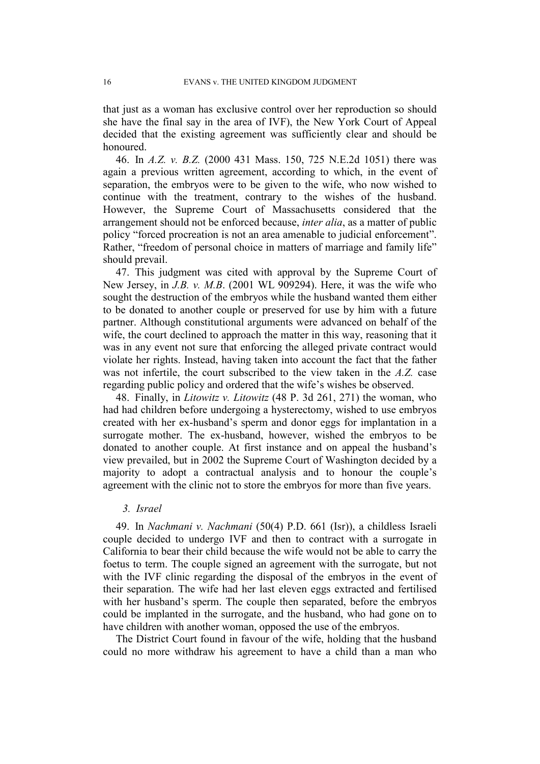that just as a woman has exclusive control over her reproduction so should she have the final say in the area of IVF), the New York Court of Appeal decided that the existing agreement was sufficiently clear and should be honoured.

46. In *A.Z. v. B.Z.* (2000 431 Mass. 150, 725 N.E.2d 1051) there was again a previous written agreement, according to which, in the event of separation, the embryos were to be given to the wife, who now wished to continue with the treatment, contrary to the wishes of the husband. However, the Supreme Court of Massachusetts considered that the arrangement should not be enforced because, *inter alia*, as a matter of public policy "forced procreation is not an area amenable to judicial enforcement". Rather, "freedom of personal choice in matters of marriage and family life" should prevail.

47. This judgment was cited with approval by the Supreme Court of New Jersey, in *J.B. v. M.B*. (2001 WL 909294). Here, it was the wife who sought the destruction of the embryos while the husband wanted them either to be donated to another couple or preserved for use by him with a future partner. Although constitutional arguments were advanced on behalf of the wife, the court declined to approach the matter in this way, reasoning that it was in any event not sure that enforcing the alleged private contract would violate her rights. Instead, having taken into account the fact that the father was not infertile, the court subscribed to the view taken in the *A.Z.* case regarding public policy and ordered that the wife's wishes be observed.

48. Finally, in *Litowitz v. Litowitz* (48 P. 3d 261, 271) the woman, who had had children before undergoing a hysterectomy, wished to use embryos created with her ex-husband's sperm and donor eggs for implantation in a surrogate mother. The ex-husband, however, wished the embryos to be donated to another couple. At first instance and on appeal the husband's view prevailed, but in 2002 the Supreme Court of Washington decided by a majority to adopt a contractual analysis and to honour the couple's agreement with the clinic not to store the embryos for more than five years.

### *3. Israel*

49. In *Nachmani v. Nachmani* (50(4) P.D. 661 (Isr)), a childless Israeli couple decided to undergo IVF and then to contract with a surrogate in California to bear their child because the wife would not be able to carry the foetus to term. The couple signed an agreement with the surrogate, but not with the IVF clinic regarding the disposal of the embryos in the event of their separation. The wife had her last eleven eggs extracted and fertilised with her husband's sperm. The couple then separated, before the embryos could be implanted in the surrogate, and the husband, who had gone on to have children with another woman, opposed the use of the embryos.

The District Court found in favour of the wife, holding that the husband could no more withdraw his agreement to have a child than a man who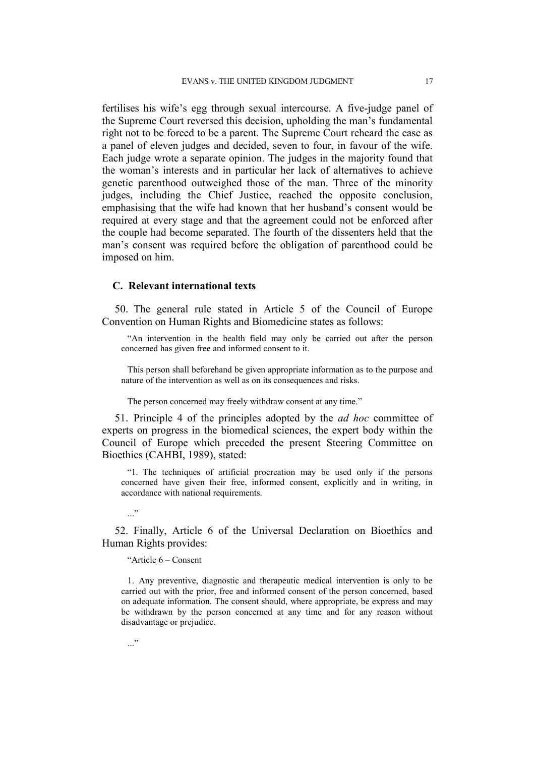fertilises his wife's egg through sexual intercourse. A five-judge panel of the Supreme Court reversed this decision, upholding the man's fundamental right not to be forced to be a parent. The Supreme Court reheard the case as a panel of eleven judges and decided, seven to four, in favour of the wife. Each judge wrote a separate opinion. The judges in the majority found that the woman's interests and in particular her lack of alternatives to achieve genetic parenthood outweighed those of the man. Three of the minority judges, including the Chief Justice, reached the opposite conclusion, emphasising that the wife had known that her husband's consent would be required at every stage and that the agreement could not be enforced after the couple had become separated. The fourth of the dissenters held that the man's consent was required before the obligation of parenthood could be imposed on him.

### C. Relevant international texts

50. The general rule stated in Article 5 of the Council of Europe Convention on Human Rights and Biomedicine states as follows:

> "An intervention in the health field may only be carried out after the person concerned has given free and informed consent to it.
>
> This person shall beforehand be given appropriate information as to the purpose and nature of the intervention as well as on its consequences and risks.
>
> The person concerned may freely withdraw consent at any time."

51. Principle 4 of the principles adopted by the *ad hoc* committee of experts on progress in the biomedical sciences, the expert body within the Council of Europe which preceded the present Steering Committee on Bioethics (CAHBI, 1989), stated:

> "1. The techniques of artificial procreation may be used only if the persons concerned have given their free, informed consent, explicitly and in writing, in accordance with national requirements.
>
> ..."

52. Finally, Article 6 of the Universal Declaration on Bioethics and Human Rights provides:

> "Article 6 – Consent
>
> 1. Any preventive, diagnostic and therapeutic medical intervention is only to be carried out with the prior, free and informed consent of the person concerned, based on adequate information. The consent should, where appropriate, be express and may be withdrawn by the person concerned at any time and for any reason without disadvantage or prejudice.
>
> ..."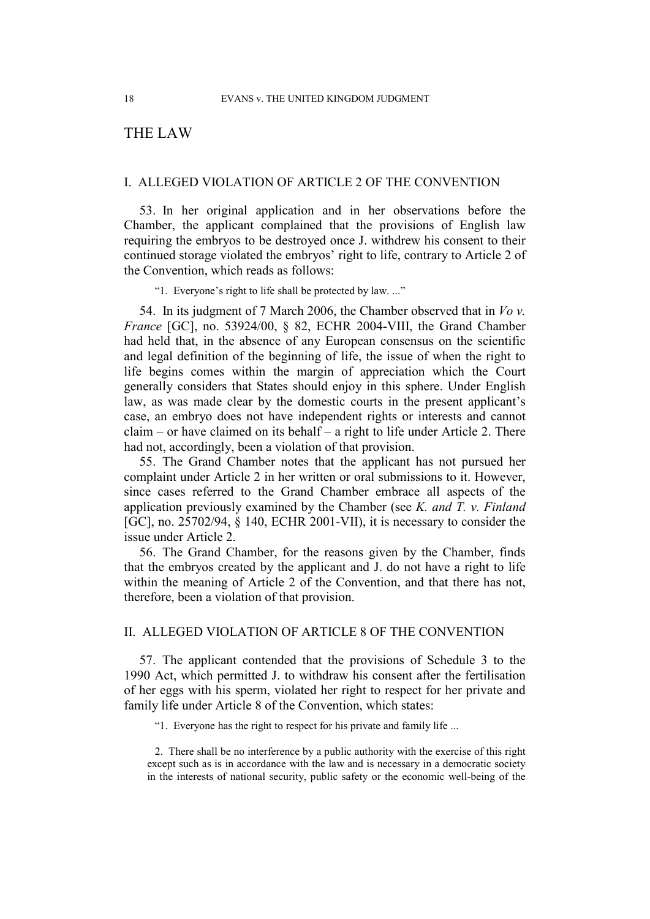# THE LAW

## I. ALLEGED VIOLATION OF ARTICLE 2 OF THE CONVENTION

53. In her original application and in her observations before the Chamber, the applicant complained that the provisions of English law requiring the embryos to be destroyed once J. withdrew his consent to their continued storage violated the embryos' right to life, contrary to Article 2 of the Convention, which reads as follows:

> "1. Everyone's right to life shall be protected by law. ..."

54. In its judgment of 7 March 2006, the Chamber observed that in *Vo v. France* [GC], no. 53924/00, § 82, ECHR 2004-VIII, the Grand Chamber had held that, in the absence of any European consensus on the scientific and legal definition of the beginning of life, the issue of when the right to life begins comes within the margin of appreciation which the Court generally considers that States should enjoy in this sphere. Under English law, as was made clear by the domestic courts in the present applicant's case, an embryo does not have independent rights or interests and cannot claim – or have claimed on its behalf – a right to life under Article 2. There had not, accordingly, been a violation of that provision.

55. The Grand Chamber notes that the applicant has not pursued her complaint under Article 2 in her written or oral submissions to it. However, since cases referred to the Grand Chamber embrace all aspects of the application previously examined by the Chamber (see *K. and T. v. Finland* [GC], no. 25702/94, § 140, ECHR 2001-VII), it is necessary to consider the issue under Article 2.

56. The Grand Chamber, for the reasons given by the Chamber, finds that the embryos created by the applicant and J. do not have a right to life within the meaning of Article 2 of the Convention, and that there has not, therefore, been a violation of that provision.

## II. ALLEGED VIOLATION OF ARTICLE 8 OF THE CONVENTION

57. The applicant contended that the provisions of Schedule 3 to the 1990 Act, which permitted J. to withdraw his consent after the fertilisation of her eggs with his sperm, violated her right to respect for her private and family life under Article 8 of the Convention, which states:

> "1. Everyone has the right to respect for his private and family life ...
>
> 2. There shall be no interference by a public authority with the exercise of this right except such as is in accordance with the law and is necessary in a democratic society in the interests of national security, public safety or the economic well-being of the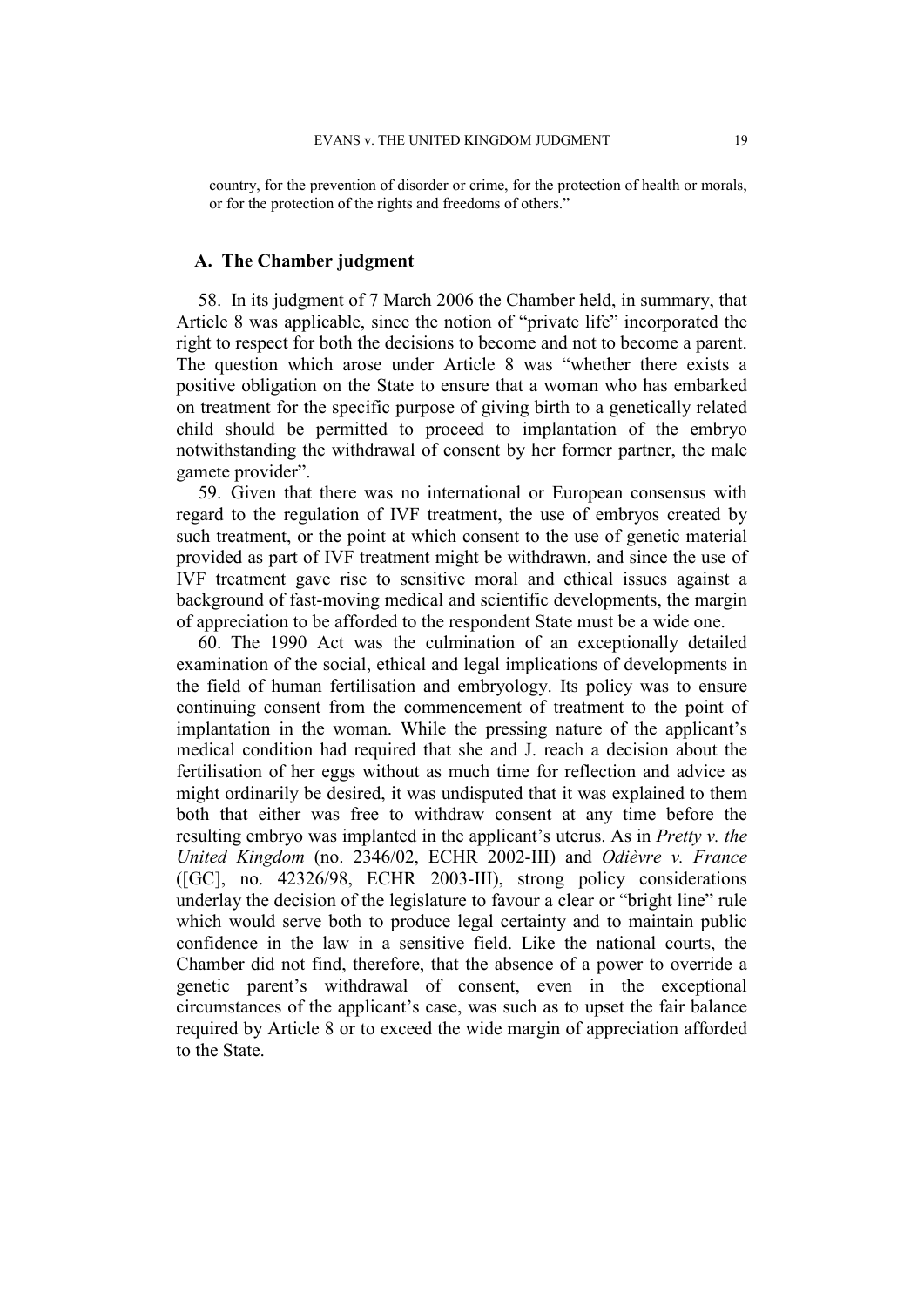country, for the prevention of disorder or crime, for the protection of health or morals, or for the protection of the rights and freedoms of others."

### A. The Chamber judgment

58. In its judgment of 7 March 2006 the Chamber held, in summary, that Article 8 was applicable, since the notion of "private life" incorporated the right to respect for both the decisions to become and not to become a parent. The question which arose under Article 8 was "whether there exists a positive obligation on the State to ensure that a woman who has embarked on treatment for the specific purpose of giving birth to a genetically related child should be permitted to proceed to implantation of the embryo notwithstanding the withdrawal of consent by her former partner, the male gamete provider".

59. Given that there was no international or European consensus with regard to the regulation of IVF treatment, the use of embryos created by such treatment, or the point at which consent to the use of genetic material provided as part of IVF treatment might be withdrawn, and since the use of IVF treatment gave rise to sensitive moral and ethical issues against a background of fast-moving medical and scientific developments, the margin of appreciation to be afforded to the respondent State must be a wide one.

60. The 1990 Act was the culmination of an exceptionally detailed examination of the social, ethical and legal implications of developments in the field of human fertilisation and embryology. Its policy was to ensure continuing consent from the commencement of treatment to the point of implantation in the woman. While the pressing nature of the applicant's medical condition had required that she and J. reach a decision about the fertilisation of her eggs without as much time for reflection and advice as might ordinarily be desired, it was undisputed that it was explained to them both that either was free to withdraw consent at any time before the resulting embryo was implanted in the applicant's uterus. As in *Pretty v. the United Kingdom* (no. 2346/02, ECHR 2002-III) and *Odièvre v. France* ([GC], no. 42326/98, ECHR 2003-III), strong policy considerations underlay the decision of the legislature to favour a clear or "bright line" rule which would serve both to produce legal certainty and to maintain public confidence in the law in a sensitive field. Like the national courts, the Chamber did not find, therefore, that the absence of a power to override a genetic parent's withdrawal of consent, even in the exceptional circumstances of the applicant's case, was such as to upset the fair balance required by Article 8 or to exceed the wide margin of appreciation afforded to the State.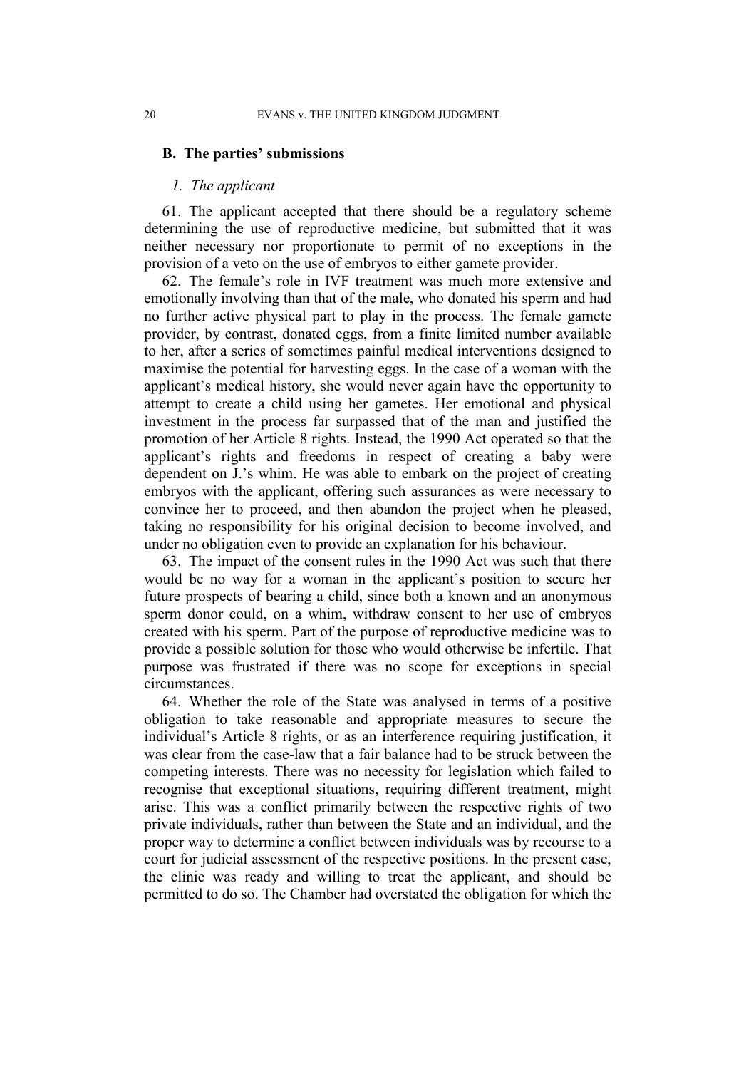### B. The parties' submissions

#### *1. The applicant*

61. The applicant accepted that there should be a regulatory scheme determining the use of reproductive medicine, but submitted that it was neither necessary nor proportionate to permit of no exceptions in the provision of a veto on the use of embryos to either gamete provider.

62. The female's role in IVF treatment was much more extensive and emotionally involving than that of the male, who donated his sperm and had no further active physical part to play in the process. The female gamete provider, by contrast, donated eggs, from a finite limited number available to her, after a series of sometimes painful medical interventions designed to maximise the potential for harvesting eggs. In the case of a woman with the applicant's medical history, she would never again have the opportunity to attempt to create a child using her gametes. Her emotional and physical investment in the process far surpassed that of the man and justified the promotion of her Article 8 rights. Instead, the 1990 Act operated so that the applicant's rights and freedoms in respect of creating a baby were dependent on J.'s whim. He was able to embark on the project of creating embryos with the applicant, offering such assurances as were necessary to convince her to proceed, and then abandon the project when he pleased, taking no responsibility for his original decision to become involved, and under no obligation even to provide an explanation for his behaviour.

63. The impact of the consent rules in the 1990 Act was such that there would be no way for a woman in the applicant's position to secure her future prospects of bearing a child, since both a known and an anonymous sperm donor could, on a whim, withdraw consent to her use of embryos created with his sperm. Part of the purpose of reproductive medicine was to provide a possible solution for those who would otherwise be infertile. That purpose was frustrated if there was no scope for exceptions in special circumstances.

64. Whether the role of the State was analysed in terms of a positive obligation to take reasonable and appropriate measures to secure the individual's Article 8 rights, or as an interference requiring justification, it was clear from the case-law that a fair balance had to be struck between the competing interests. There was no necessity for legislation which failed to recognise that exceptional situations, requiring different treatment, might arise. This was a conflict primarily between the respective rights of two private individuals, rather than between the State and an individual, and the proper way to determine a conflict between individuals was by recourse to a court for judicial assessment of the respective positions. In the present case, the clinic was ready and willing to treat the applicant, and should be permitted to do so. The Chamber had overstated the obligation for which the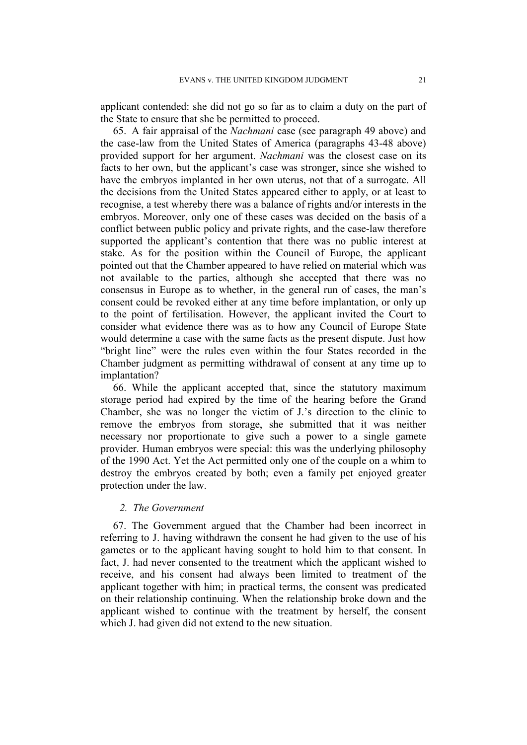applicant contended: she did not go so far as to claim a duty on the part of the State to ensure that she be permitted to proceed.

65. A fair appraisal of the *Nachmani* case (see paragraph 49 above) and the case-law from the United States of America (paragraphs 43-48 above) provided support for her argument. *Nachmani* was the closest case on its facts to her own, but the applicant's case was stronger, since she wished to have the embryos implanted in her own uterus, not that of a surrogate. All the decisions from the United States appeared either to apply, or at least to recognise, a test whereby there was a balance of rights and/or interests in the embryos. Moreover, only one of these cases was decided on the basis of a conflict between public policy and private rights, and the case-law therefore supported the applicant's contention that there was no public interest at stake. As for the position within the Council of Europe, the applicant pointed out that the Chamber appeared to have relied on material which was not available to the parties, although she accepted that there was no consensus in Europe as to whether, in the general run of cases, the man's consent could be revoked either at any time before implantation, or only up to the point of fertilisation. However, the applicant invited the Court to consider what evidence there was as to how any Council of Europe State would determine a case with the same facts as the present dispute. Just how "bright line" were the rules even within the four States recorded in the Chamber judgment as permitting withdrawal of consent at any time up to implantation?

66. While the applicant accepted that, since the statutory maximum storage period had expired by the time of the hearing before the Grand Chamber, she was no longer the victim of J.'s direction to the clinic to remove the embryos from storage, she submitted that it was neither necessary nor proportionate to give such a power to a single gamete provider. Human embryos were special: this was the underlying philosophy of the 1990 Act. Yet the Act permitted only one of the couple on a whim to destroy the embryos created by both; even a family pet enjoyed greater protection under the law.

### *2. The Government*

67. The Government argued that the Chamber had been incorrect in referring to J. having withdrawn the consent he had given to the use of his gametes or to the applicant having sought to hold him to that consent. In fact, J. had never consented to the treatment which the applicant wished to receive, and his consent had always been limited to treatment of the applicant together with him; in practical terms, the consent was predicated on their relationship continuing. When the relationship broke down and the applicant wished to continue with the treatment by herself, the consent which J. had given did not extend to the new situation.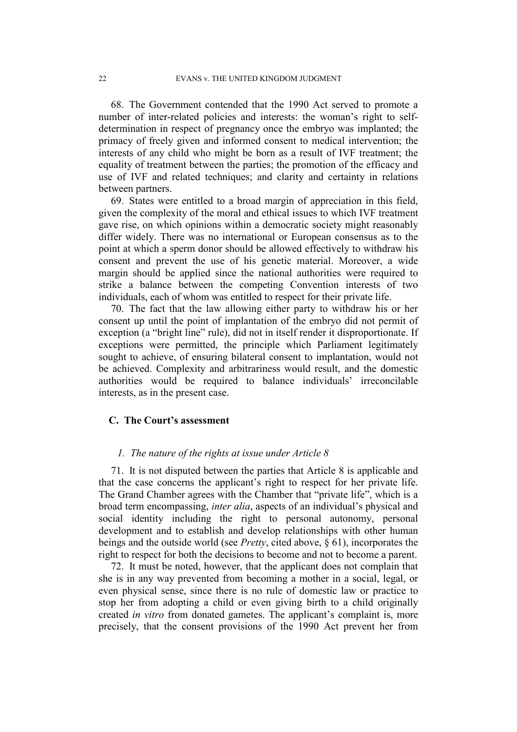68. The Government contended that the 1990 Act served to promote a number of inter-related policies and interests: the woman's right to self-determination in respect of pregnancy once the embryo was implanted; the primacy of freely given and informed consent to medical intervention; the interests of any child who might be born as a result of IVF treatment; the equality of treatment between the parties; the promotion of the efficacy and use of IVF and related techniques; and clarity and certainty in relations between partners.

69. States were entitled to a broad margin of appreciation in this field, given the complexity of the moral and ethical issues to which IVF treatment gave rise, on which opinions within a democratic society might reasonably differ widely. There was no international or European consensus as to the point at which a sperm donor should be allowed effectively to withdraw his consent and prevent the use of his genetic material. Moreover, a wide margin should be applied since the national authorities were required to strike a balance between the competing Convention interests of two individuals, each of whom was entitled to respect for their private life.

70. The fact that the law allowing either party to withdraw his or her consent up until the point of implantation of the embryo did not permit of exception (a "bright line" rule), did not in itself render it disproportionate. If exceptions were permitted, the principle which Parliament legitimately sought to achieve, of ensuring bilateral consent to implantation, would not be achieved. Complexity and arbitrariness would result, and the domestic authorities would be required to balance individuals' irreconcilable interests, as in the present case.

## C. The Court's assessment

### *1. The nature of the rights at issue under Article 8*

71. It is not disputed between the parties that Article 8 is applicable and that the case concerns the applicant's right to respect for her private life. The Grand Chamber agrees with the Chamber that "private life", which is a broad term encompassing, *inter alia*, aspects of an individual's physical and social identity including the right to personal autonomy, personal development and to establish and develop relationships with other human beings and the outside world (see *Pretty*, cited above, § 61), incorporates the right to respect for both the decisions to become and not to become a parent.

72. It must be noted, however, that the applicant does not complain that she is in any way prevented from becoming a mother in a social, legal, or even physical sense, since there is no rule of domestic law or practice to stop her from adopting a child or even giving birth to a child originally created *in vitro* from donated gametes. The applicant's complaint is, more precisely, that the consent provisions of the 1990 Act prevent her from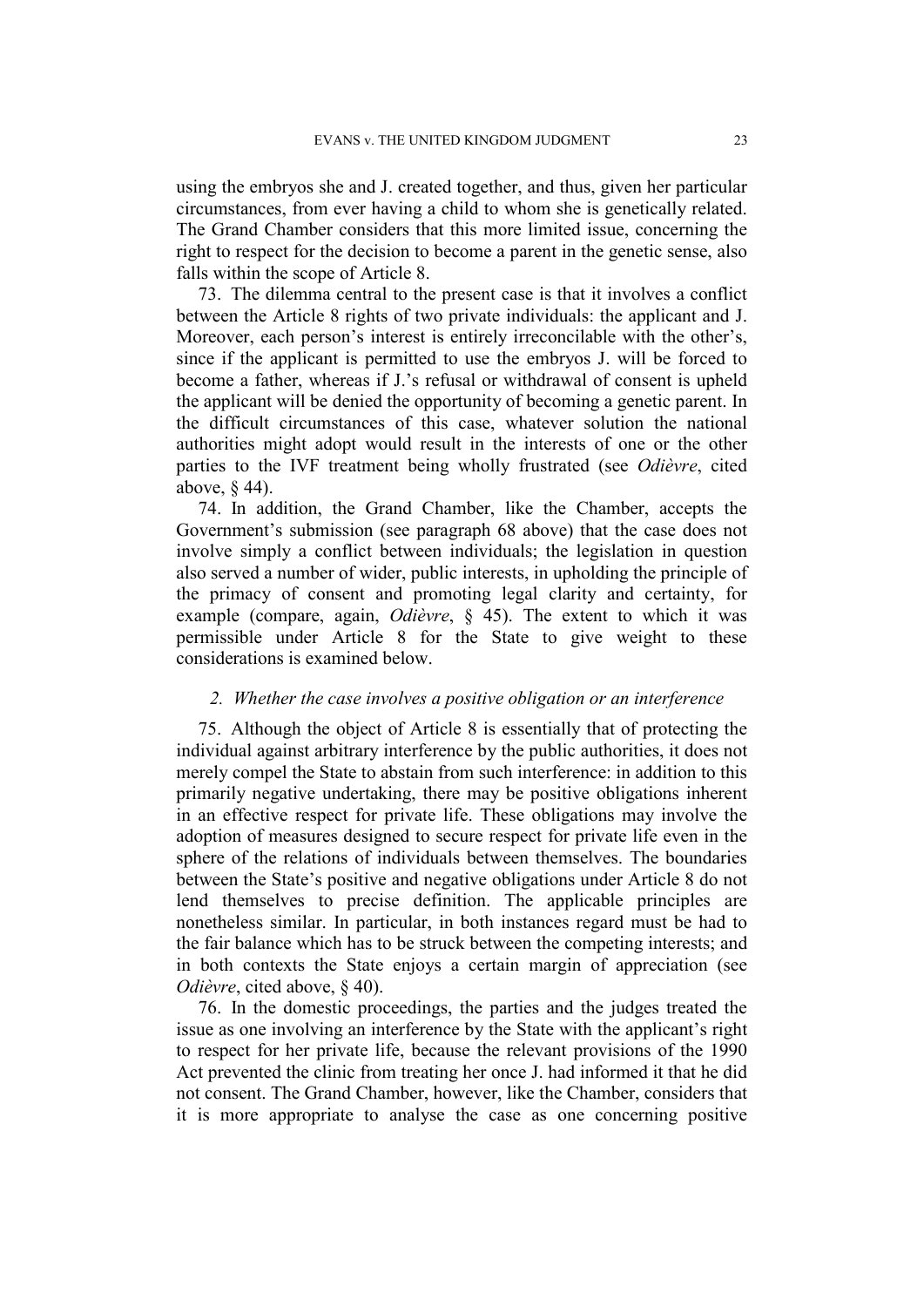using the embryos she and J. created together, and thus, given her particular circumstances, from ever having a child to whom she is genetically related. The Grand Chamber considers that this more limited issue, concerning the right to respect for the decision to become a parent in the genetic sense, also falls within the scope of Article 8.

73. The dilemma central to the present case is that it involves a conflict between the Article 8 rights of two private individuals: the applicant and J. Moreover, each person's interest is entirely irreconcilable with the other's, since if the applicant is permitted to use the embryos J. will be forced to become a father, whereas if J.'s refusal or withdrawal of consent is upheld the applicant will be denied the opportunity of becoming a genetic parent. In the difficult circumstances of this case, whatever solution the national authorities might adopt would result in the interests of one or the other parties to the IVF treatment being wholly frustrated (see *Odièvre*, cited above, § 44).

74. In addition, the Grand Chamber, like the Chamber, accepts the Government's submission (see paragraph 68 above) that the case does not involve simply a conflict between individuals; the legislation in question also served a number of wider, public interests, in upholding the principle of the primacy of consent and promoting legal clarity and certainty, for example (compare, again, *Odièvre*, § 45). The extent to which it was permissible under Article 8 for the State to give weight to these considerations is examined below.

### *2. Whether the case involves a positive obligation or an interference*

75. Although the object of Article 8 is essentially that of protecting the individual against arbitrary interference by the public authorities, it does not merely compel the State to abstain from such interference: in addition to this primarily negative undertaking, there may be positive obligations inherent in an effective respect for private life. These obligations may involve the adoption of measures designed to secure respect for private life even in the sphere of the relations of individuals between themselves. The boundaries between the State's positive and negative obligations under Article 8 do not lend themselves to precise definition. The applicable principles are nonetheless similar. In particular, in both instances regard must be had to the fair balance which has to be struck between the competing interests; and in both contexts the State enjoys a certain margin of appreciation (see *Odièvre*, cited above, § 40).

76. In the domestic proceedings, the parties and the judges treated the issue as one involving an interference by the State with the applicant's right to respect for her private life, because the relevant provisions of the 1990 Act prevented the clinic from treating her once J. had informed it that he did not consent. The Grand Chamber, however, like the Chamber, considers that it is more appropriate to analyse the case as one concerning positive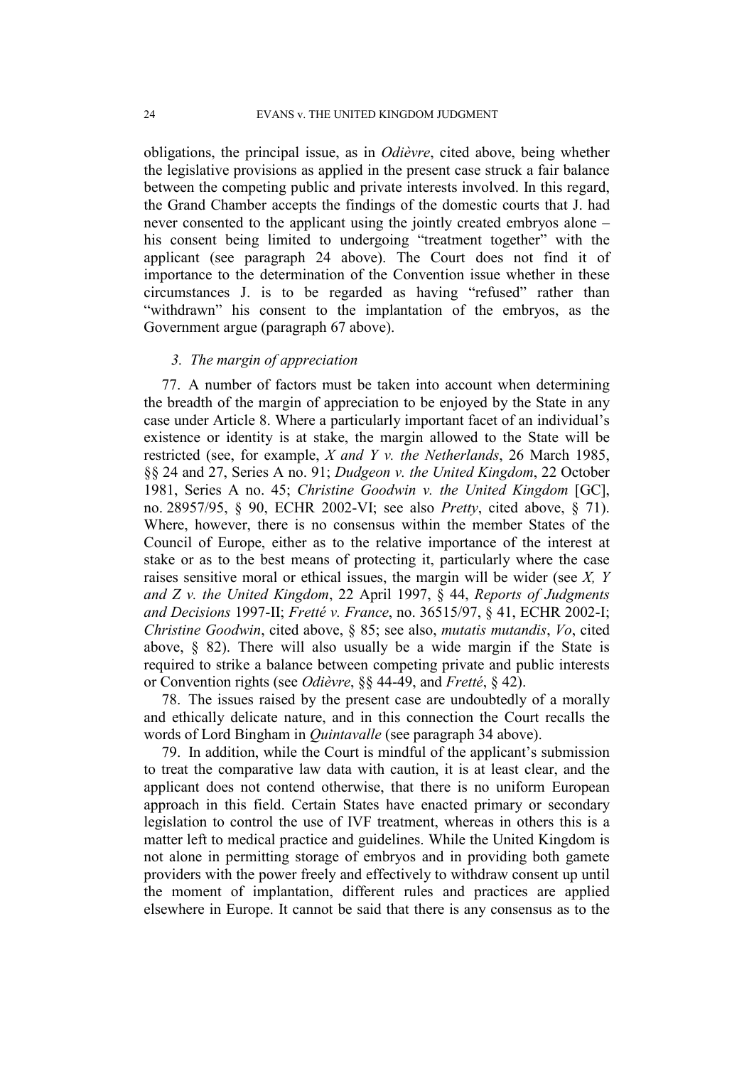obligations, the principal issue, as in *Odièvre*, cited above, being whether the legislative provisions as applied in the present case struck a fair balance between the competing public and private interests involved. In this regard, the Grand Chamber accepts the findings of the domestic courts that J. had never consented to the applicant using the jointly created embryos alone – his consent being limited to undergoing "treatment together" with the applicant (see paragraph 24 above). The Court does not find it of importance to the determination of the Convention issue whether in these circumstances J. is to be regarded as having "refused" rather than "withdrawn" his consent to the implantation of the embryos, as the Government argue (paragraph 67 above).

### *3. The margin of appreciation*

77. A number of factors must be taken into account when determining the breadth of the margin of appreciation to be enjoyed by the State in any case under Article 8. Where a particularly important facet of an individual's existence or identity is at stake, the margin allowed to the State will be restricted (see, for example, *X and Y v. the Netherlands*, 26 March 1985, §§ 24 and 27, Series A no. 91; *Dudgeon v. the United Kingdom*, 22 October 1981, Series A no. 45; *Christine Goodwin v. the United Kingdom* [GC], no. 28957/95, § 90, ECHR 2002-VI; see also *Pretty*, cited above, § 71). Where, however, there is no consensus within the member States of the Council of Europe, either as to the relative importance of the interest at stake or as to the best means of protecting it, particularly where the case raises sensitive moral or ethical issues, the margin will be wider (see *X, Y and Z v. the United Kingdom*, 22 April 1997, § 44, *Reports of Judgments and Decisions* 1997-II; *Fretté v. France*, no. 36515/97, § 41, ECHR 2002-I; *Christine Goodwin*, cited above, § 85; see also, *mutatis mutandis*, *Vo*, cited above, § 82). There will also usually be a wide margin if the State is required to strike a balance between competing private and public interests or Convention rights (see *Odièvre*, §§ 44-49, and *Fretté*, § 42).

78. The issues raised by the present case are undoubtedly of a morally and ethically delicate nature, and in this connection the Court recalls the words of Lord Bingham in *Quintavalle* (see paragraph 34 above).

79. In addition, while the Court is mindful of the applicant's submission to treat the comparative law data with caution, it is at least clear, and the applicant does not contend otherwise, that there is no uniform European approach in this field. Certain States have enacted primary or secondary legislation to control the use of IVF treatment, whereas in others this is a matter left to medical practice and guidelines. While the United Kingdom is not alone in permitting storage of embryos and in providing both gamete providers with the power freely and effectively to withdraw consent up until the moment of implantation, different rules and practices are applied elsewhere in Europe. It cannot be said that there is any consensus as to the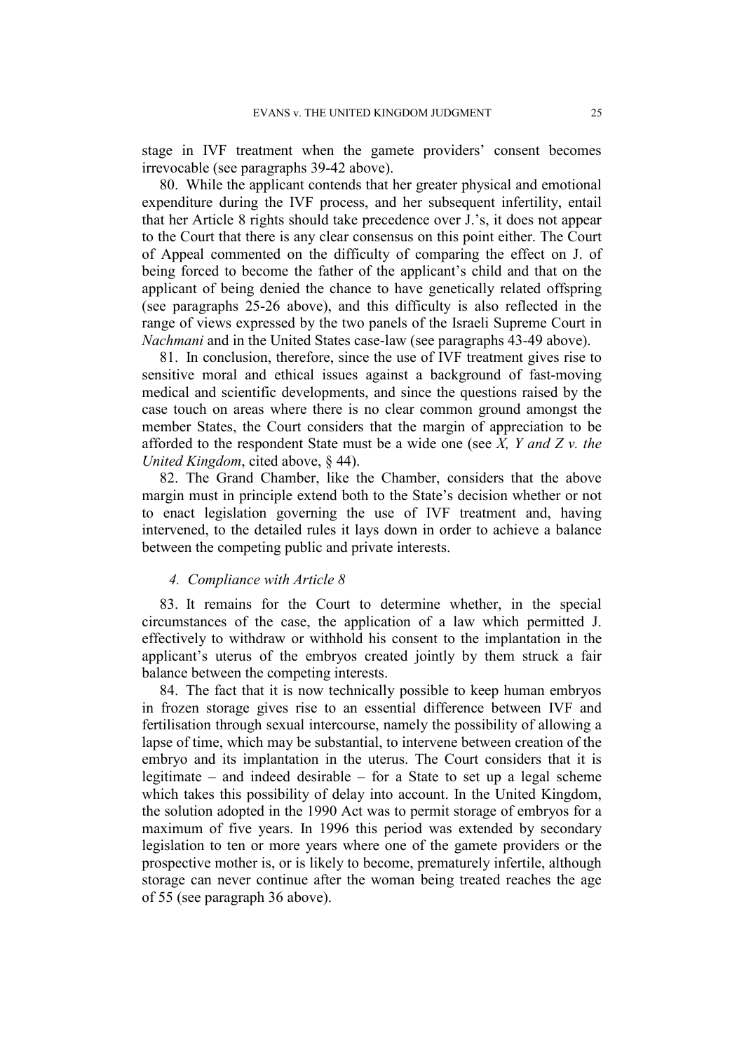stage in IVF treatment when the gamete providers' consent becomes irrevocable (see paragraphs 39-42 above).

80. While the applicant contends that her greater physical and emotional expenditure during the IVF process, and her subsequent infertility, entail that her Article 8 rights should take precedence over J.'s, it does not appear to the Court that there is any clear consensus on this point either. The Court of Appeal commented on the difficulty of comparing the effect on J. of being forced to become the father of the applicant's child and that on the applicant of being denied the chance to have genetically related offspring (see paragraphs 25-26 above), and this difficulty is also reflected in the range of views expressed by the two panels of the Israeli Supreme Court in *Nachmani* and in the United States case-law (see paragraphs 43-49 above).

81. In conclusion, therefore, since the use of IVF treatment gives rise to sensitive moral and ethical issues against a background of fast-moving medical and scientific developments, and since the questions raised by the case touch on areas where there is no clear common ground amongst the member States, the Court considers that the margin of appreciation to be afforded to the respondent State must be a wide one (see *X, Y and Z v. the United Kingdom*, cited above, § 44).

82. The Grand Chamber, like the Chamber, considers that the above margin must in principle extend both to the State's decision whether or not to enact legislation governing the use of IVF treatment and, having intervened, to the detailed rules it lays down in order to achieve a balance between the competing public and private interests.

### *4. Compliance with Article 8*

83. It remains for the Court to determine whether, in the special circumstances of the case, the application of a law which permitted J. effectively to withdraw or withhold his consent to the implantation in the applicant's uterus of the embryos created jointly by them struck a fair balance between the competing interests.

84. The fact that it is now technically possible to keep human embryos in frozen storage gives rise to an essential difference between IVF and fertilisation through sexual intercourse, namely the possibility of allowing a lapse of time, which may be substantial, to intervene between creation of the embryo and its implantation in the uterus. The Court considers that it is legitimate – and indeed desirable – for a State to set up a legal scheme which takes this possibility of delay into account. In the United Kingdom, the solution adopted in the 1990 Act was to permit storage of embryos for a maximum of five years. In 1996 this period was extended by secondary legislation to ten or more years where one of the gamete providers or the prospective mother is, or is likely to become, prematurely infertile, although storage can never continue after the woman being treated reaches the age of 55 (see paragraph 36 above).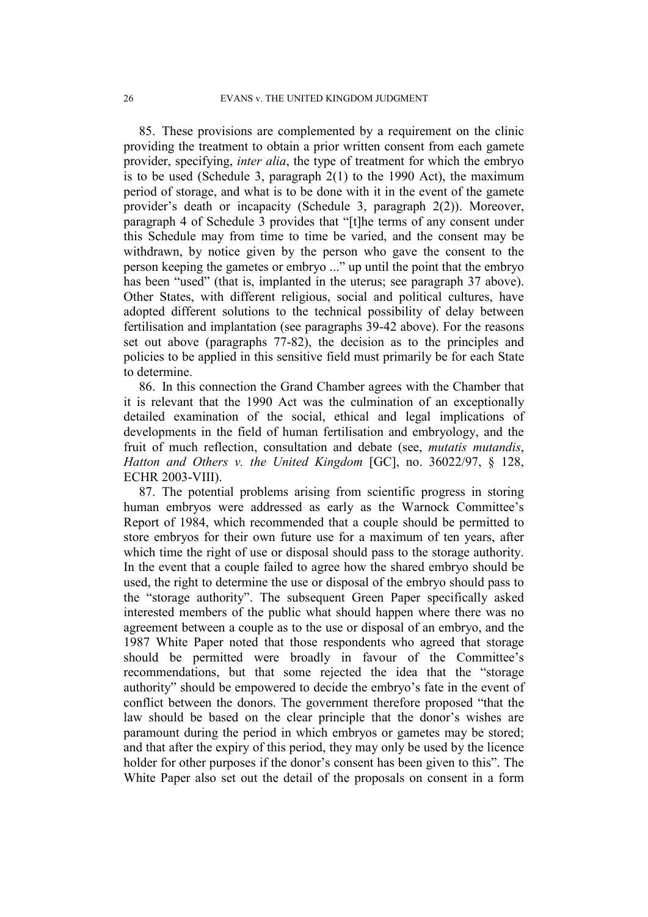85. These provisions are complemented by a requirement on the clinic providing the treatment to obtain a prior written consent from each gamete provider, specifying, *inter alia*, the type of treatment for which the embryo is to be used (Schedule 3, paragraph 2(1) to the 1990 Act), the maximum period of storage, and what is to be done with it in the event of the gamete provider's death or incapacity (Schedule 3, paragraph 2(2)). Moreover, paragraph 4 of Schedule 3 provides that "[t]he terms of any consent under this Schedule may from time to time be varied, and the consent may be withdrawn, by notice given by the person who gave the consent to the person keeping the gametes or embryo ..." up until the point that the embryo has been "used" (that is, implanted in the uterus; see paragraph 37 above). Other States, with different religious, social and political cultures, have adopted different solutions to the technical possibility of delay between fertilisation and implantation (see paragraphs 39-42 above). For the reasons set out above (paragraphs 77-82), the decision as to the principles and policies to be applied in this sensitive field must primarily be for each State to determine.

86. In this connection the Grand Chamber agrees with the Chamber that it is relevant that the 1990 Act was the culmination of an exceptionally detailed examination of the social, ethical and legal implications of developments in the field of human fertilisation and embryology, and the fruit of much reflection, consultation and debate (see, *mutatis mutandis*, *Hatton and Others v. the United Kingdom* [GC], no. 36022/97, § 128, ECHR 2003-VIII).

87. The potential problems arising from scientific progress in storing human embryos were addressed as early as the Warnock Committee's Report of 1984, which recommended that a couple should be permitted to store embryos for their own future use for a maximum of ten years, after which time the right of use or disposal should pass to the storage authority. In the event that a couple failed to agree how the shared embryo should be used, the right to determine the use or disposal of the embryo should pass to the "storage authority". The subsequent Green Paper specifically asked interested members of the public what should happen where there was no agreement between a couple as to the use or disposal of an embryo, and the 1987 White Paper noted that those respondents who agreed that storage should be permitted were broadly in favour of the Committee's recommendations, but that some rejected the idea that the "storage authority" should be empowered to decide the embryo's fate in the event of conflict between the donors. The government therefore proposed "that the law should be based on the clear principle that the donor's wishes are paramount during the period in which embryos or gametes may be stored; and that after the expiry of this period, they may only be used by the licence holder for other purposes if the donor's consent has been given to this". The White Paper also set out the detail of the proposals on consent in a form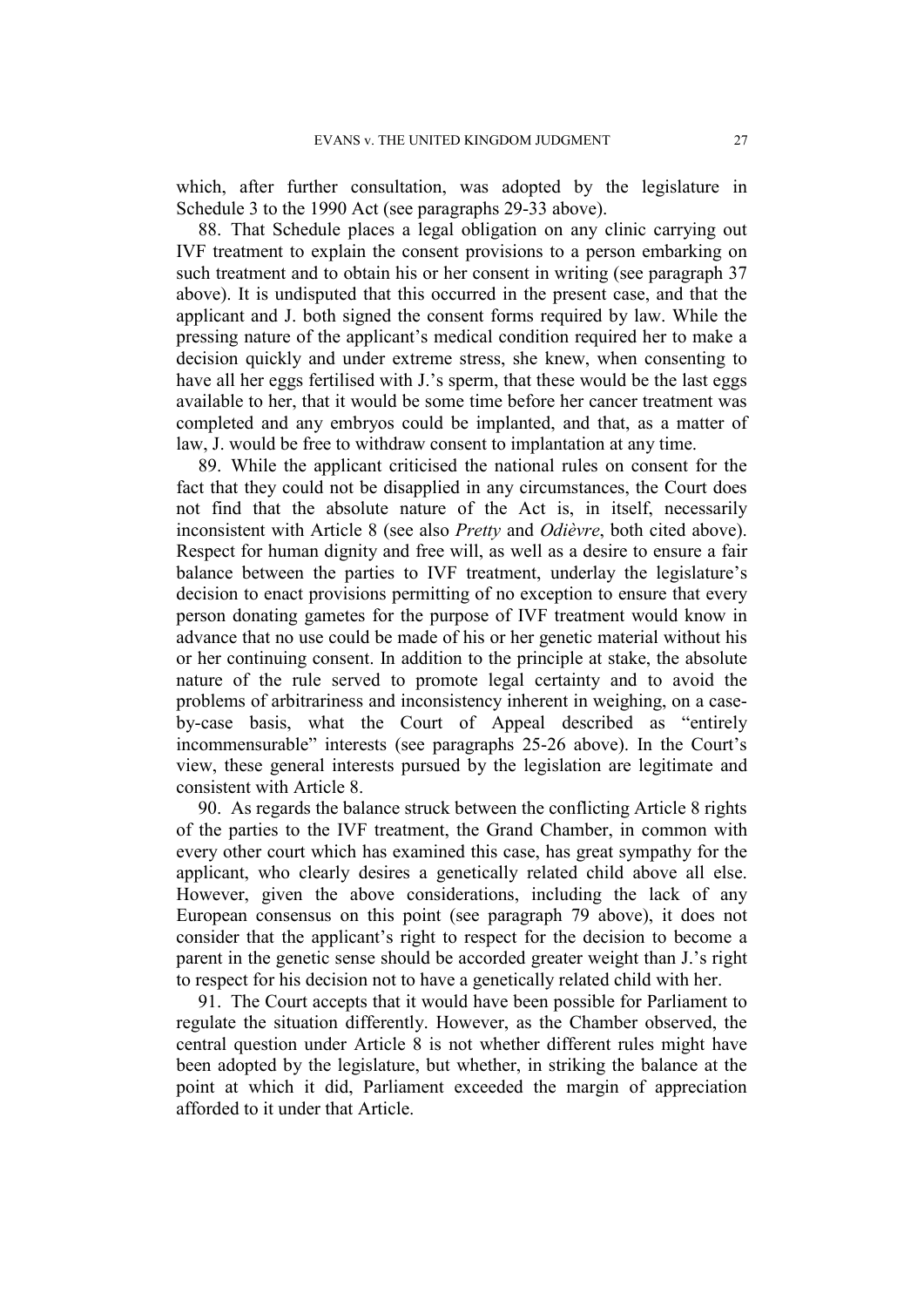which, after further consultation, was adopted by the legislature in Schedule 3 to the 1990 Act (see paragraphs 29-33 above).

88. That Schedule places a legal obligation on any clinic carrying out IVF treatment to explain the consent provisions to a person embarking on such treatment and to obtain his or her consent in writing (see paragraph 37 above). It is undisputed that this occurred in the present case, and that the applicant and J. both signed the consent forms required by law. While the pressing nature of the applicant's medical condition required her to make a decision quickly and under extreme stress, she knew, when consenting to have all her eggs fertilised with J.'s sperm, that these would be the last eggs available to her, that it would be some time before her cancer treatment was completed and any embryos could be implanted, and that, as a matter of law, J. would be free to withdraw consent to implantation at any time.

89. While the applicant criticised the national rules on consent for the fact that they could not be disapplied in any circumstances, the Court does not find that the absolute nature of the Act is, in itself, necessarily inconsistent with Article 8 (see also *Pretty* and *Odièvre*, both cited above). Respect for human dignity and free will, as well as a desire to ensure a fair balance between the parties to IVF treatment, underlay the legislature's decision to enact provisions permitting of no exception to ensure that every person donating gametes for the purpose of IVF treatment would know in advance that no use could be made of his or her genetic material without his or her continuing consent. In addition to the principle at stake, the absolute nature of the rule served to promote legal certainty and to avoid the problems of arbitrariness and inconsistency inherent in weighing, on a case-by-case basis, what the Court of Appeal described as "entirely incommensurable" interests (see paragraphs 25-26 above). In the Court's view, these general interests pursued by the legislation are legitimate and consistent with Article 8.

90. As regards the balance struck between the conflicting Article 8 rights of the parties to the IVF treatment, the Grand Chamber, in common with every other court which has examined this case, has great sympathy for the applicant, who clearly desires a genetically related child above all else. However, given the above considerations, including the lack of any European consensus on this point (see paragraph 79 above), it does not consider that the applicant's right to respect for the decision to become a parent in the genetic sense should be accorded greater weight than J.'s right to respect for his decision not to have a genetically related child with her.

91. The Court accepts that it would have been possible for Parliament to regulate the situation differently. However, as the Chamber observed, the central question under Article 8 is not whether different rules might have been adopted by the legislature, but whether, in striking the balance at the point at which it did, Parliament exceeded the margin of appreciation afforded to it under that Article.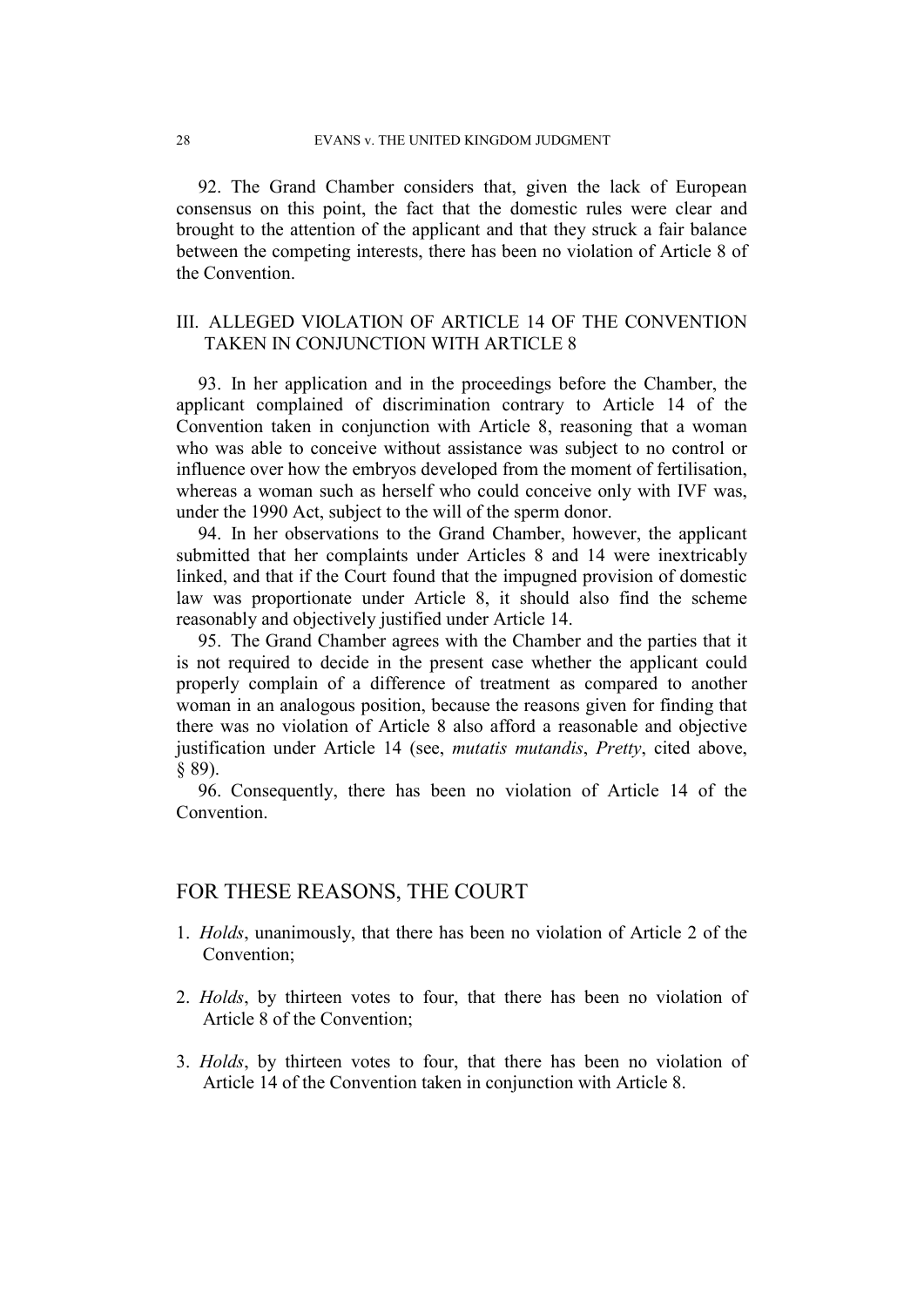92. The Grand Chamber considers that, given the lack of European consensus on this point, the fact that the domestic rules were clear and brought to the attention of the applicant and that they struck a fair balance between the competing interests, there has been no violation of Article 8 of the Convention.

## III. ALLEGED VIOLATION OF ARTICLE 14 OF THE CONVENTION TAKEN IN CONJUNCTION WITH ARTICLE 8

93. In her application and in the proceedings before the Chamber, the applicant complained of discrimination contrary to Article 14 of the Convention taken in conjunction with Article 8, reasoning that a woman who was able to conceive without assistance was subject to no control or influence over how the embryos developed from the moment of fertilisation, whereas a woman such as herself who could conceive only with IVF was, under the 1990 Act, subject to the will of the sperm donor.

94. In her observations to the Grand Chamber, however, the applicant submitted that her complaints under Articles 8 and 14 were inextricably linked, and that if the Court found that the impugned provision of domestic law was proportionate under Article 8, it should also find the scheme reasonably and objectively justified under Article 14.

95. The Grand Chamber agrees with the Chamber and the parties that it is not required to decide in the present case whether the applicant could properly complain of a difference of treatment as compared to another woman in an analogous position, because the reasons given for finding that there was no violation of Article 8 also afford a reasonable and objective justification under Article 14 (see, *mutatis mutandis*, *Pretty*, cited above, § 89).

96. Consequently, there has been no violation of Article 14 of the Convention.

## FOR THESE REASONS, THE COURT

1. *Holds*, unanimously, that there has been no violation of Article 2 of the Convention;

2. *Holds*, by thirteen votes to four, that there has been no violation of Article 8 of the Convention;

3. *Holds*, by thirteen votes to four, that there has been no violation of Article 14 of the Convention taken in conjunction with Article 8.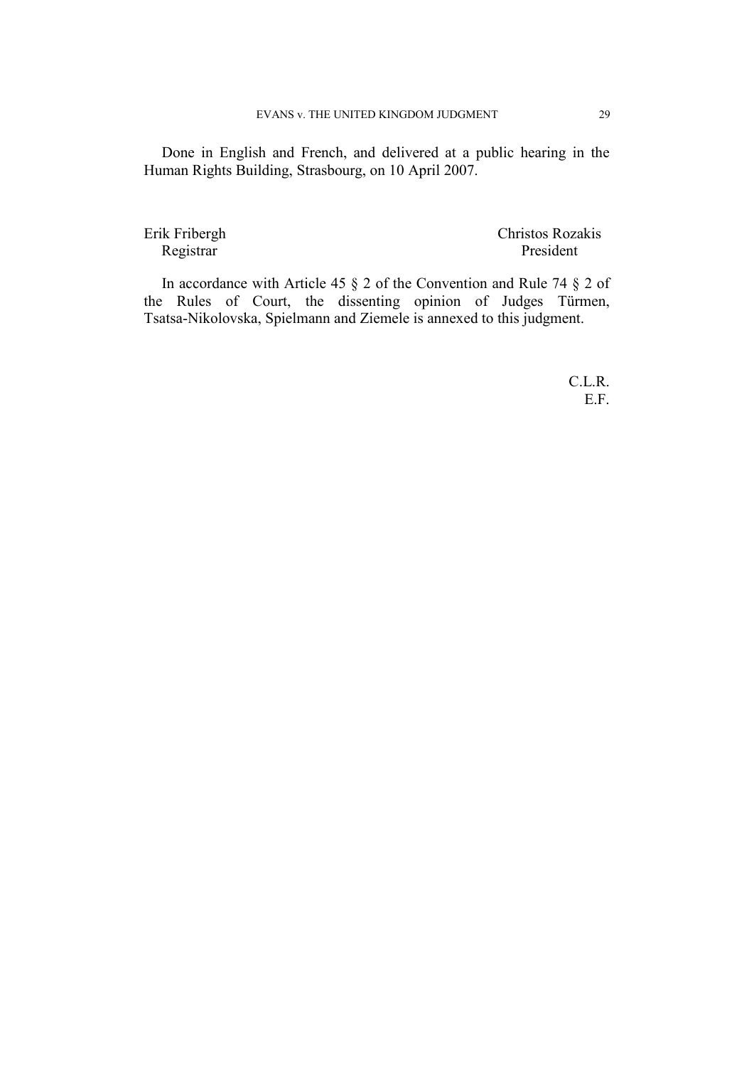Done in English and French, and delivered at a public hearing in the Human Rights Building, Strasbourg, on 10 April 2007.

Erik Fribergh
Registrar

Christos Rozakis
President

In accordance with Article 45 § 2 of the Convention and Rule 74 § 2 of the Rules of Court, the dissenting opinion of Judges Türmen, Tsatsa-Nikolovska, Spielmann and Ziemele is annexed to this judgment.

C.L.R.
E.F.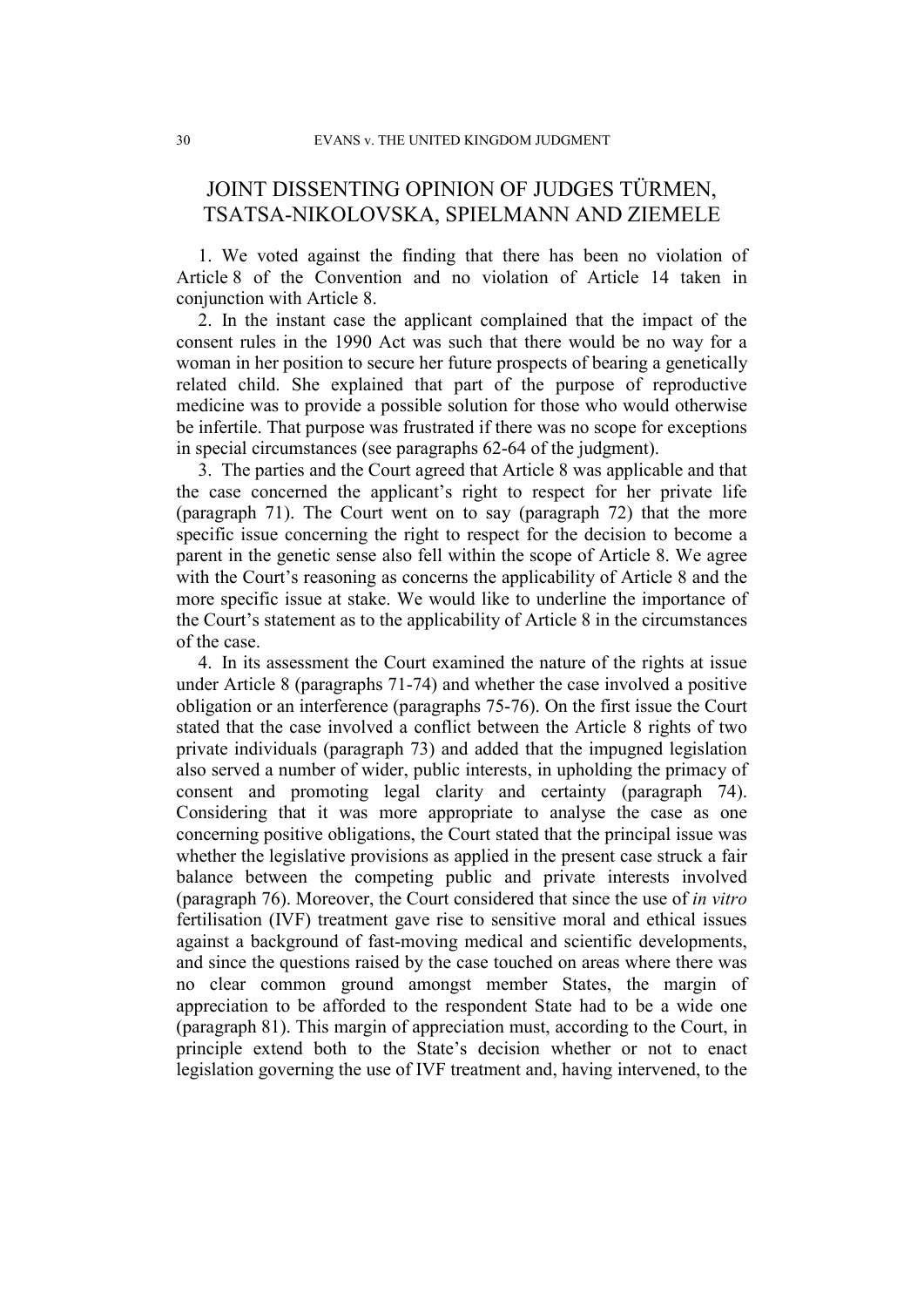# JOINT DISSENTING OPINION OF JUDGES TÜRMEN, TSATSA-NIKOLOVSKA, SPIELMANN AND ZIEMELE

1. We voted against the finding that there has been no violation of Article 8 of the Convention and no violation of Article 14 taken in conjunction with Article 8.

2. In the instant case the applicant complained that the impact of the consent rules in the 1990 Act was such that there would be no way for a woman in her position to secure her future prospects of bearing a genetically related child. She explained that part of the purpose of reproductive medicine was to provide a possible solution for those who would otherwise be infertile. That purpose was frustrated if there was no scope for exceptions in special circumstances (see paragraphs 62-64 of the judgment).

3. The parties and the Court agreed that Article 8 was applicable and that the case concerned the applicant's right to respect for her private life (paragraph 71). The Court went on to say (paragraph 72) that the more specific issue concerning the right to respect for the decision to become a parent in the genetic sense also fell within the scope of Article 8. We agree with the Court's reasoning as concerns the applicability of Article 8 and the more specific issue at stake. We would like to underline the importance of the Court's statement as to the applicability of Article 8 in the circumstances of the case.

4. In its assessment the Court examined the nature of the rights at issue under Article 8 (paragraphs 71-74) and whether the case involved a positive obligation or an interference (paragraphs 75-76). On the first issue the Court stated that the case involved a conflict between the Article 8 rights of two private individuals (paragraph 73) and added that the impugned legislation also served a number of wider, public interests, in upholding the primacy of consent and promoting legal clarity and certainty (paragraph 74). Considering that it was more appropriate to analyse the case as one concerning positive obligations, the Court stated that the principal issue was whether the legislative provisions as applied in the present case struck a fair balance between the competing public and private interests involved (paragraph 76). Moreover, the Court considered that since the use of *in vitro* fertilisation (IVF) treatment gave rise to sensitive moral and ethical issues against a background of fast-moving medical and scientific developments, and since the questions raised by the case touched on areas where there was no clear common ground amongst member States, the margin of appreciation to be afforded to the respondent State had to be a wide one (paragraph 81). This margin of appreciation must, according to the Court, in principle extend both to the State's decision whether or not to enact legislation governing the use of IVF treatment and, having intervened, to the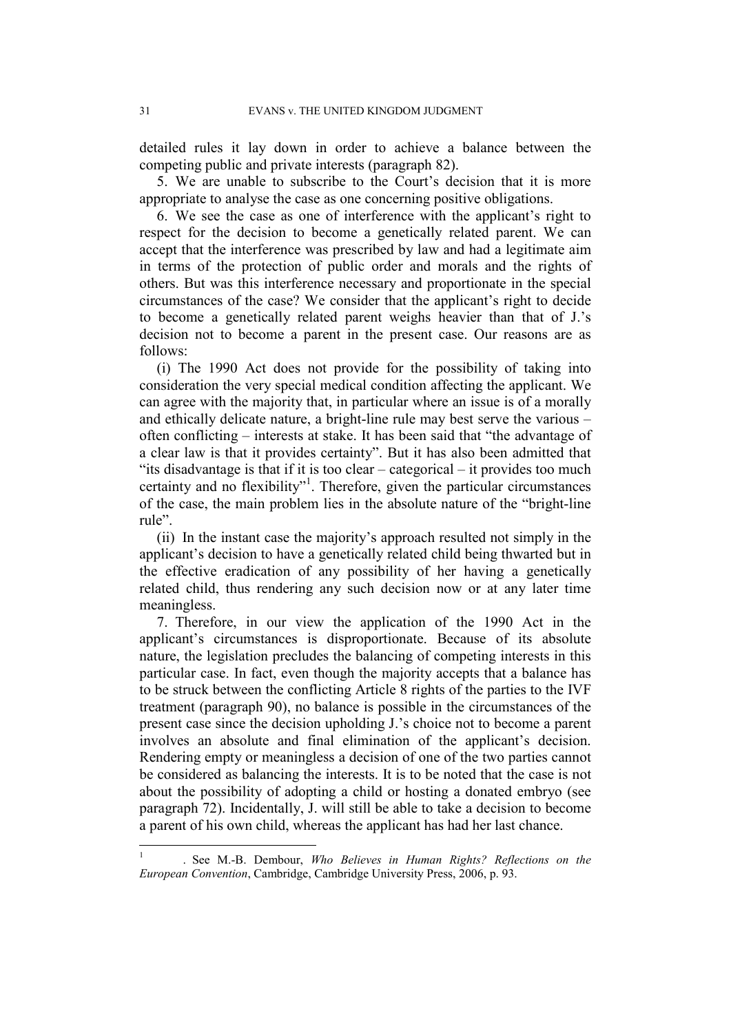detailed rules it lay down in order to achieve a balance between the competing public and private interests (paragraph 82).

5. We are unable to subscribe to the Court's decision that it is more appropriate to analyse the case as one concerning positive obligations.

6. We see the case as one of interference with the applicant's right to respect for the decision to become a genetically related parent. We can accept that the interference was prescribed by law and had a legitimate aim in terms of the protection of public order and morals and the rights of others. But was this interference necessary and proportionate in the special circumstances of the case? We consider that the applicant's right to decide to become a genetically related parent weighs heavier than that of J.'s decision not to become a parent in the present case. Our reasons are as follows:

(i) The 1990 Act does not provide for the possibility of taking into consideration the very special medical condition affecting the applicant. We can agree with the majority that, in particular where an issue is of a morally and ethically delicate nature, a bright-line rule may best serve the various – often conflicting – interests at stake. It has been said that "the advantage of a clear law is that it provides certainty". But it has also been admitted that "its disadvantage is that if it is too clear – categorical – it provides too much certainty and no flexibility"[1]. Therefore, given the particular circumstances of the case, the main problem lies in the absolute nature of the "bright-line rule".

(ii) In the instant case the majority's approach resulted not simply in the applicant's decision to have a genetically related child being thwarted but in the effective eradication of any possibility of her having a genetically related child, thus rendering any such decision now or at any later time meaningless.

7. Therefore, in our view the application of the 1990 Act in the applicant's circumstances is disproportionate. Because of its absolute nature, the legislation precludes the balancing of competing interests in this particular case. In fact, even though the majority accepts that a balance has to be struck between the conflicting Article 8 rights of the parties to the IVF treatment (paragraph 90), no balance is possible in the circumstances of the present case since the decision upholding J.'s choice not to become a parent involves an absolute and final elimination of the applicant's decision. Rendering empty or meaningless a decision of one of the two parties cannot be considered as balancing the interests. It is to be noted that the case is not about the possibility of adopting a child or hosting a donated embryo (see paragraph 72). Incidentally, J. will still be able to take a decision to become a parent of his own child, whereas the applicant has had her last chance.

---

[1] . See M.-B. Dembour, *Who Believes in Human Rights? Reflections on the European Convention*, Cambridge, Cambridge University Press, 2006, p. 93.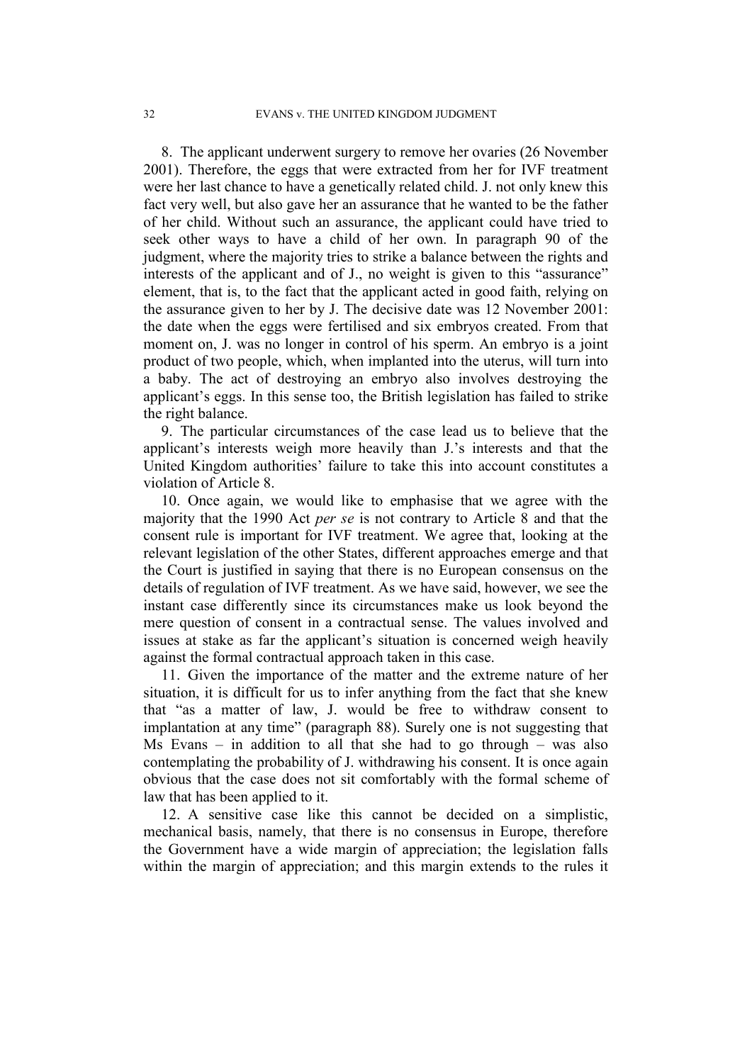8. The applicant underwent surgery to remove her ovaries (26 November 2001). Therefore, the eggs that were extracted from her for IVF treatment were her last chance to have a genetically related child. J. not only knew this fact very well, but also gave her an assurance that he wanted to be the father of her child. Without such an assurance, the applicant could have tried to seek other ways to have a child of her own. In paragraph 90 of the judgment, where the majority tries to strike a balance between the rights and interests of the applicant and of J., no weight is given to this "assurance" element, that is, to the fact that the applicant acted in good faith, relying on the assurance given to her by J. The decisive date was 12 November 2001: the date when the eggs were fertilised and six embryos created. From that moment on, J. was no longer in control of his sperm. An embryo is a joint product of two people, which, when implanted into the uterus, will turn into a baby. The act of destroying an embryo also involves destroying the applicant's eggs. In this sense too, the British legislation has failed to strike the right balance.

9. The particular circumstances of the case lead us to believe that the applicant's interests weigh more heavily than J.'s interests and that the United Kingdom authorities' failure to take this into account constitutes a violation of Article 8.

10. Once again, we would like to emphasise that we agree with the majority that the 1990 Act *per se* is not contrary to Article 8 and that the consent rule is important for IVF treatment. We agree that, looking at the relevant legislation of the other States, different approaches emerge and that the Court is justified in saying that there is no European consensus on the details of regulation of IVF treatment. As we have said, however, we see the instant case differently since its circumstances make us look beyond the mere question of consent in a contractual sense. The values involved and issues at stake as far the applicant's situation is concerned weigh heavily against the formal contractual approach taken in this case.

11. Given the importance of the matter and the extreme nature of her situation, it is difficult for us to infer anything from the fact that she knew that "as a matter of law, J. would be free to withdraw consent to implantation at any time" (paragraph 88). Surely one is not suggesting that Ms Evans – in addition to all that she had to go through – was also contemplating the probability of J. withdrawing his consent. It is once again obvious that the case does not sit comfortably with the formal scheme of law that has been applied to it.

12. A sensitive case like this cannot be decided on a simplistic, mechanical basis, namely, that there is no consensus in Europe, therefore the Government have a wide margin of appreciation; the legislation falls within the margin of appreciation; and this margin extends to the rules it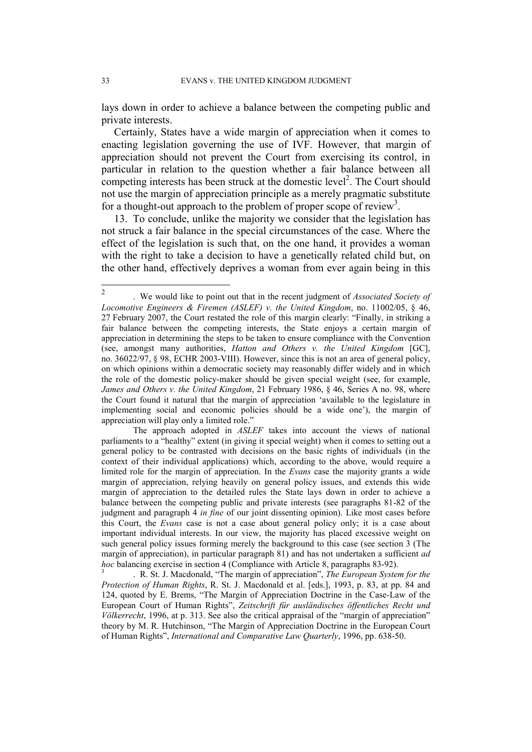lays down in order to achieve a balance between the competing public and private interests.

Certainly, States have a wide margin of appreciation when it comes to enacting legislation governing the use of IVF. However, that margin of appreciation should not prevent the Court from exercising its control, in particular in relation to the question whether a fair balance between all competing interests has been struck at the domestic level[2]. The Court should not use the margin of appreciation principle as a merely pragmatic substitute for a thought-out approach to the problem of proper scope of review[3].

13. To conclude, unlike the majority we consider that the legislation has not struck a fair balance in the special circumstances of the case. Where the effect of the legislation is such that, on the one hand, it provides a woman with the right to take a decision to have a genetically related child but, on the other hand, effectively deprives a woman from ever again being in this

---

[2] . We would like to point out that in the recent judgment of *Associated Society of Locomotive Engineers & Firemen (ASLEF) v. the United Kingdom*, no. 11002/05, § 46, 27 February 2007, the Court restated the role of this margin clearly: "Finally, in striking a fair balance between the competing interests, the State enjoys a certain margin of appreciation in determining the steps to be taken to ensure compliance with the Convention (see, amongst many authorities, *Hatton and Others v. the United Kingdom* [GC], no. 36022/97, § 98, ECHR 2003-VIII). However, since this is not an area of general policy, on which opinions within a democratic society may reasonably differ widely and in which the role of the domestic policy-maker should be given special weight (see, for example, *James and Others v. the United Kingdom*, 21 February 1986, § 46, Series A no. 98, where the Court found it natural that the margin of appreciation 'available to the legislature in implementing social and economic policies should be a wide one'), the margin of appreciation will play only a limited role."

The approach adopted in *ASLEF* takes into account the views of national parliaments to a "healthy" extent (in giving it special weight) when it comes to setting out a general policy to be contrasted with decisions on the basic rights of individuals (in the context of their individual applications) which, according to the above, would require a limited role for the margin of appreciation. In the *Evans* case the majority grants a wide margin of appreciation, relying heavily on general policy issues, and extends this wide margin of appreciation to the detailed rules the State lays down in order to achieve a balance between the competing public and private interests (see paragraphs 81-82 of the judgment and paragraph 4 *in fine* of our joint dissenting opinion). Like most cases before this Court, the *Evans* case is not a case about general policy only; it is a case about important individual interests. In our view, the majority has placed excessive weight on such general policy issues forming merely the background to this case (see section 3 (The margin of appreciation), in particular paragraph 81) and has not undertaken a sufficient *ad hoc* balancing exercise in section 4 (Compliance with Article 8, paragraphs 83-92).

[3] . R. St. J. Macdonald, "The margin of appreciation", *The European System for the Protection of Human Rights*, R. St. J. Macdonald et al. [eds.], 1993, p. 83, at pp. 84 and 124, quoted by E. Brems, "The Margin of Appreciation Doctrine in the Case-Law of the European Court of Human Rights", *Zeitschrift für ausländisches öffentliches Recht und Völkerrecht*, 1996, at p. 313. See also the critical appraisal of the "margin of appreciation" theory by M. R. Hutchinson, "The Margin of Appreciation Doctrine in the European Court of Human Rights", *International and Comparative Law Quarterly*, 1996, pp. 638-50.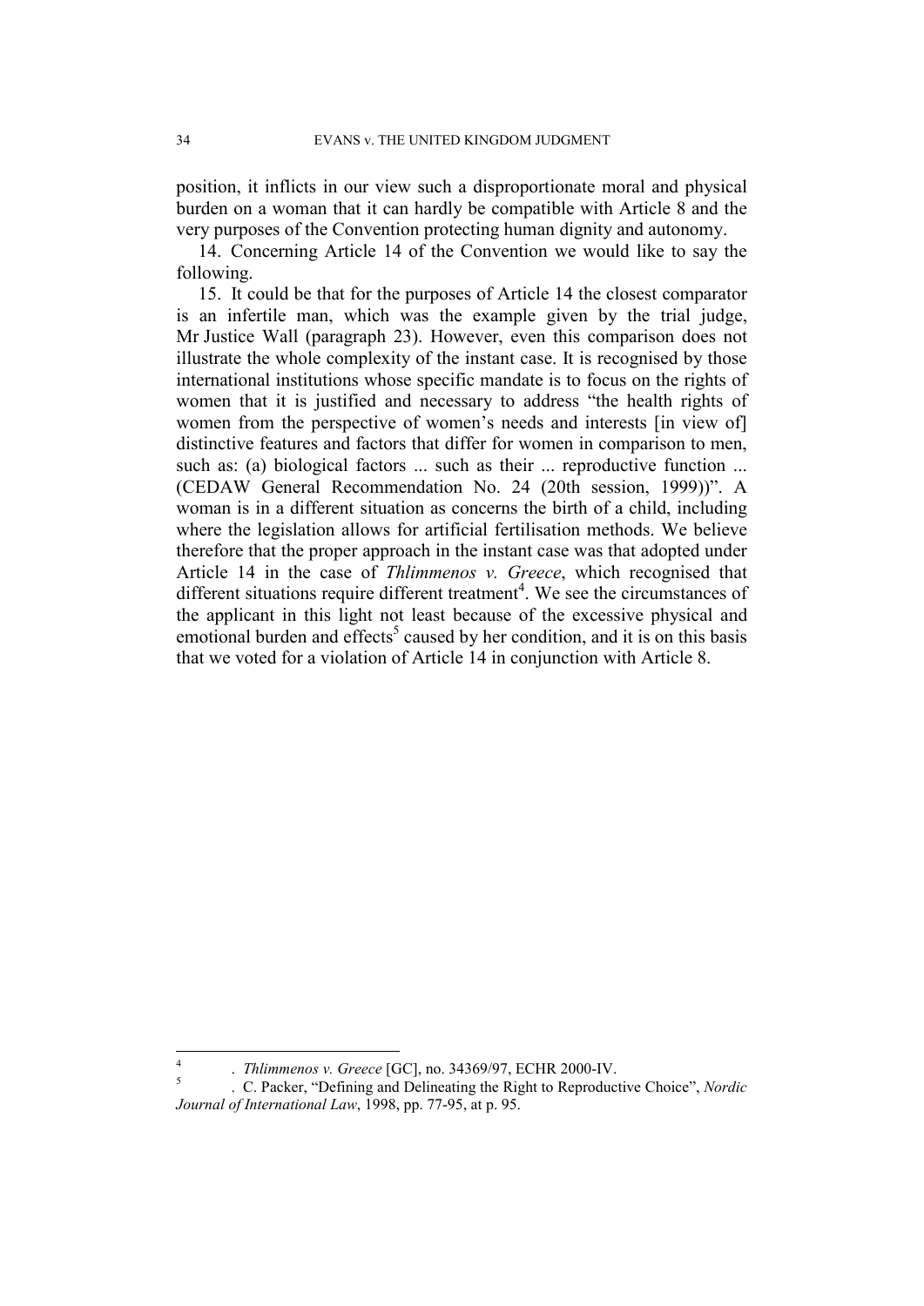position, it inflicts in our view such a disproportionate moral and physical burden on a woman that it can hardly be compatible with Article 8 and the very purposes of the Convention protecting human dignity and autonomy.

14. Concerning Article 14 of the Convention we would like to say the following.

15. It could be that for the purposes of Article 14 the closest comparator is an infertile man, which was the example given by the trial judge, Mr Justice Wall (paragraph 23). However, even this comparison does not illustrate the whole complexity of the instant case. It is recognised by those international institutions whose specific mandate is to focus on the rights of women that it is justified and necessary to address "the health rights of women from the perspective of women's needs and interests [in view of] distinctive features and factors that differ for women in comparison to men, such as: (a) biological factors ... such as their ... reproductive function ... (CEDAW General Recommendation No. 24 (20th session, 1999))". A woman is in a different situation as concerns the birth of a child, including where the legislation allows for artificial fertilisation methods. We believe therefore that the proper approach in the instant case was that adopted under Article 14 in the case of *Thlimmenos v. Greece*, which recognised that different situations require different treatment[4]. We see the circumstances of the applicant in this light not least because of the excessive physical and emotional burden and effects[5] caused by her condition, and it is on this basis that we voted for a violation of Article 14 in conjunction with Article 8.

---

[4] . *Thlimmenos v. Greece* [GC], no. 34369/97, ECHR 2000-IV.

[5] . C. Packer, "Defining and Delineating the Right to Reproductive Choice", *Nordic Journal of International Law*, 1998, pp. 77-95, at p. 95.